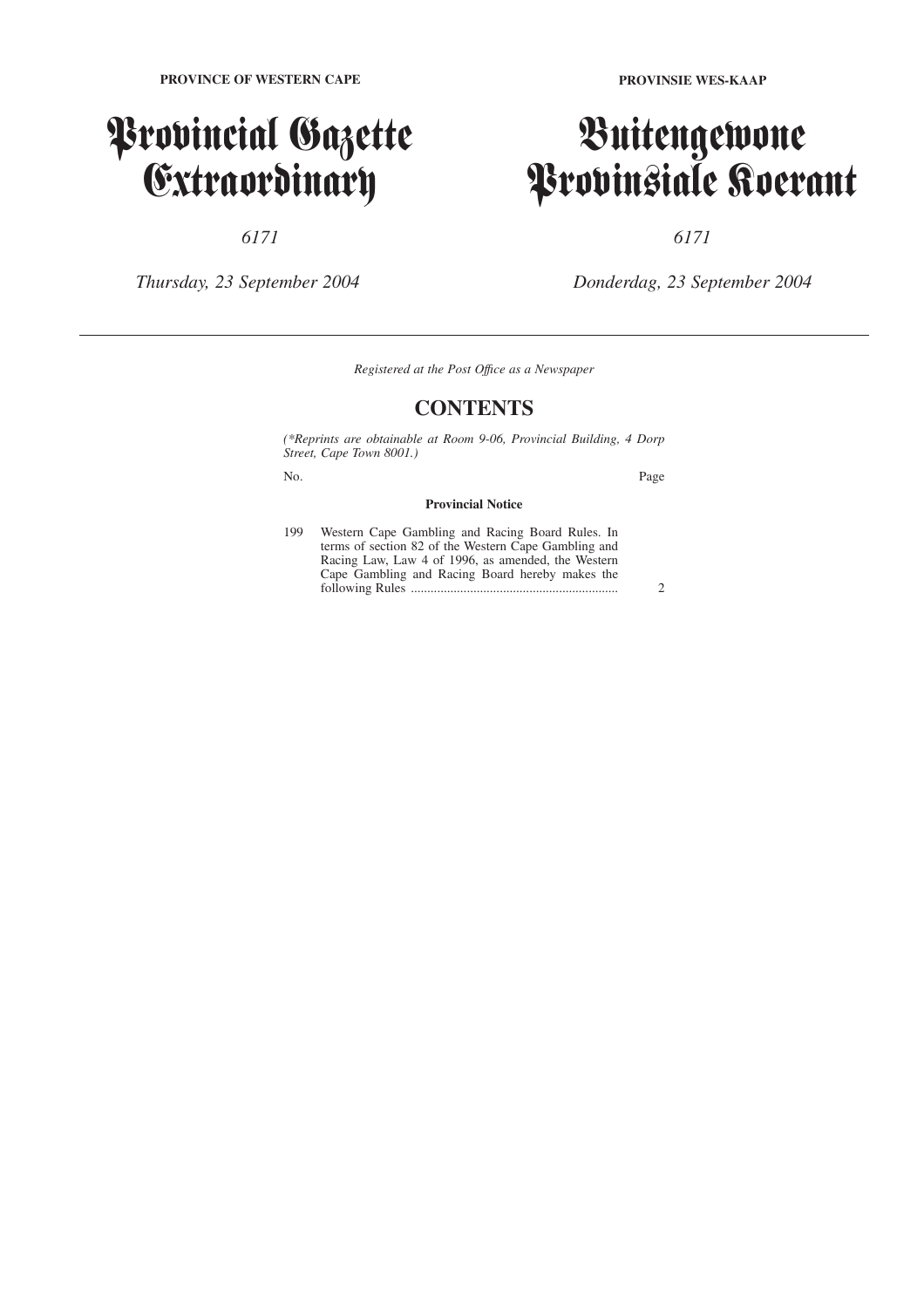**PROVINCE OF WESTERN CAPE**

# Provincial Gazette Extraordinary

*6171*

*Thursday, 23 September 2004*

**PROVINSIE WES-KAAP**

# Buitengewone Provinsiale Koerant

*6171*

*Donderdag, 23 September 2004*

---

*Registered at the Post Office as a Newspaper*

## CONTENTS

*(\*Reprints are obtainable at Room 9-06, Provincial Building, 4 Dorp Street, Cape Town 8001.)*

| No. | | Page |
|---|---|---|
| | **Provincial Notice** | |
| 199 | Western Cape Gambling and Racing Board Rules. In terms of section 82 of the Western Cape Gambling and Racing Law, Law 4 of 1996, as amended, the Western Cape Gambling and Racing Board hereby makes the following Rules ............................................................... | 2 |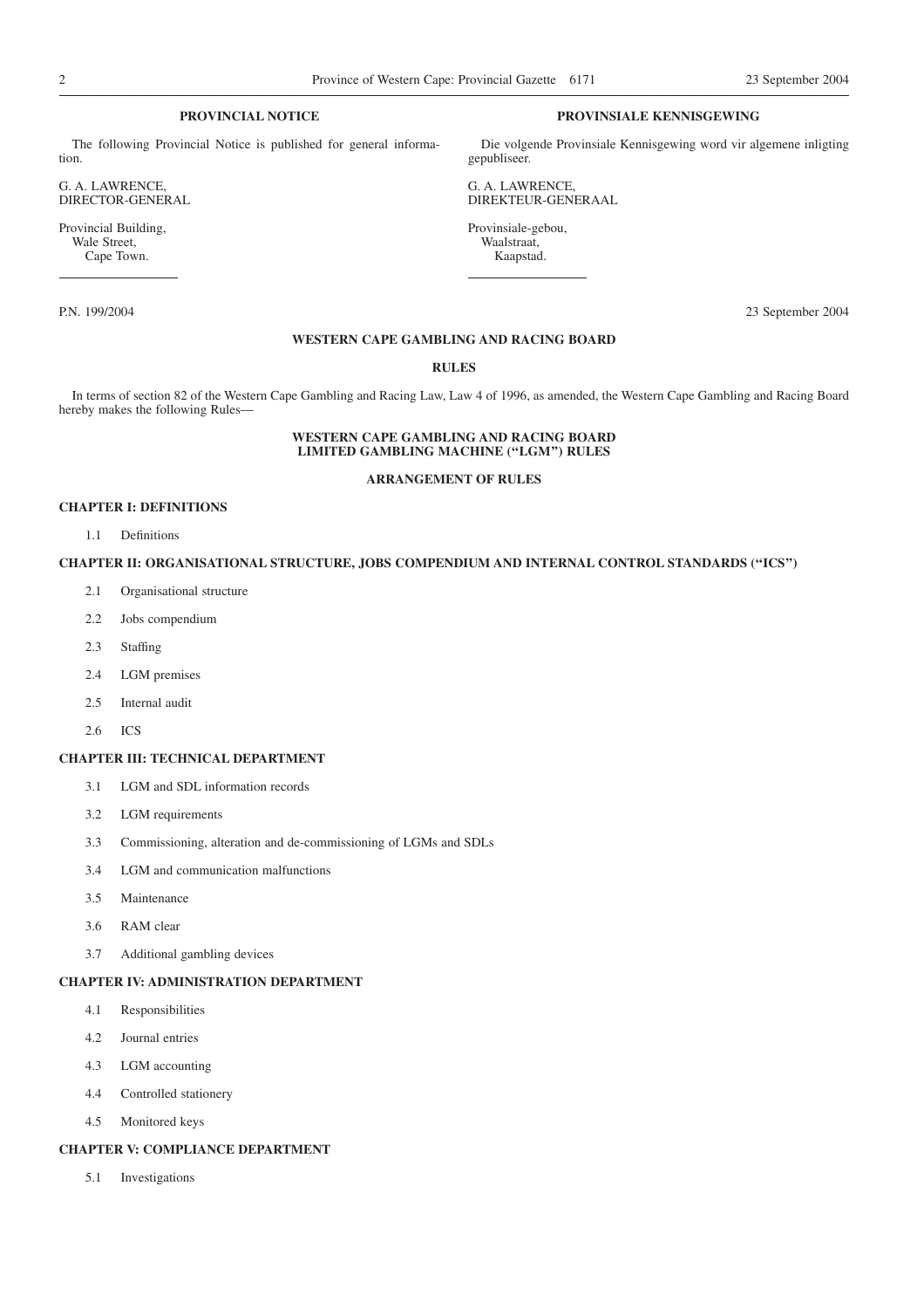**PROVINCIAL NOTICE**

The following Provincial Notice is published for general information.

G. A. LAWRENCE,
DIRECTOR-GENERAL

Provincial Building,
Wale Street,
Cape Town.

**PROVINSIALE KENNISGEWING**

Die volgende Provinsiale Kennisgewing word vir algemene inligting gepubliseer.

G. A. LAWRENCE,
DIREKTEUR-GENERAAL

Provinsiale-gebou,
Waalstraat,
Kaapstad.

P.N. 199/2004 23 September 2004

## WESTERN CAPE GAMBLING AND RACING BOARD

### RULES

In terms of section 82 of the Western Cape Gambling and Racing Law, Law 4 of 1996, as amended, the Western Cape Gambling and Racing Board hereby makes the following Rules—

## WESTERN CAPE GAMBLING AND RACING BOARD LIMITED GAMBLING MACHINE ("LGM") RULES

### ARRANGEMENT OF RULES

**CHAPTER I: DEFINITIONS**

1.1 Definitions

**CHAPTER II: ORGANISATIONAL STRUCTURE, JOBS COMPENDIUM AND INTERNAL CONTROL STANDARDS ("ICS")**

2.1 Organisational structure

2.2 Jobs compendium

2.3 Staffing

2.4 LGM premises

2.5 Internal audit

2.6 ICS

**CHAPTER III: TECHNICAL DEPARTMENT**

3.1 LGM and SDL information records

3.2 LGM requirements

3.3 Commissioning, alteration and de-commissioning of LGMs and SDLs

3.4 LGM and communication malfunctions

3.5 Maintenance

3.6 RAM clear

3.7 Additional gambling devices

**CHAPTER IV: ADMINISTRATION DEPARTMENT**

4.1 Responsibilities

4.2 Journal entries

4.3 LGM accounting

4.4 Controlled stationery

4.5 Monitored keys

**CHAPTER V: COMPLIANCE DEPARTMENT**

5.1 Investigations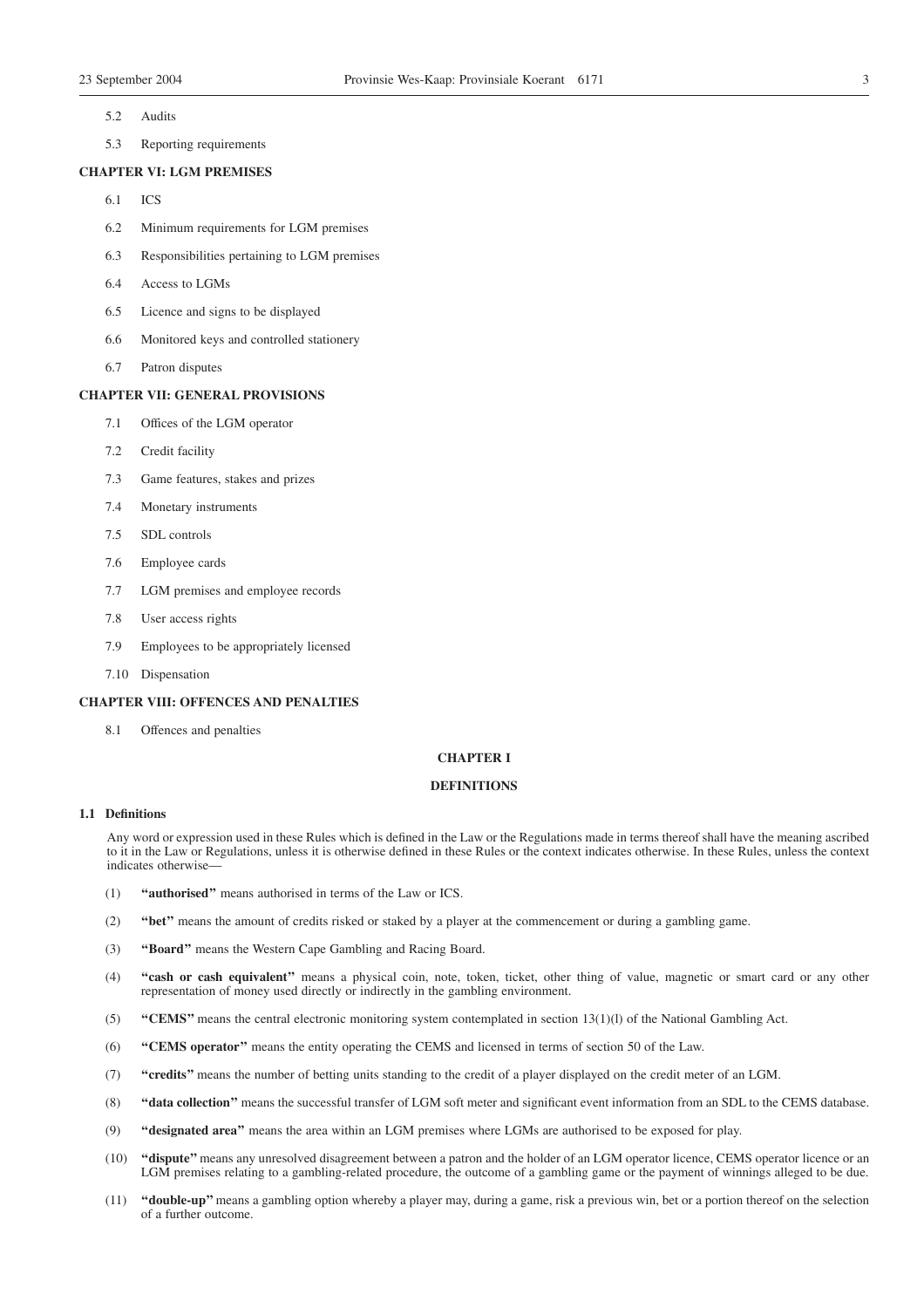5.2 Audits

5.3 Reporting requirements

**CHAPTER VI: LGM PREMISES**

6.1 ICS

6.2 Minimum requirements for LGM premises

6.3 Responsibilities pertaining to LGM premises

6.4 Access to LGMs

6.5 Licence and signs to be displayed

6.6 Monitored keys and controlled stationery

6.7 Patron disputes

**CHAPTER VII: GENERAL PROVISIONS**

7.1 Offices of the LGM operator

7.2 Credit facility

7.3 Game features, stakes and prizes

7.4 Monetary instruments

7.5 SDL controls

7.6 Employee cards

7.7 LGM premises and employee records

7.8 User access rights

7.9 Employees to be appropriately licensed

7.10 Dispensation

**CHAPTER VIII: OFFENCES AND PENALTIES**

8.1 Offences and penalties

## CHAPTER I

## DEFINITIONS

### 1.1 Definitions

Any word or expression used in these Rules which is defined in the Law or the Regulations made in terms thereof shall have the meaning ascribed to it in the Law or Regulations, unless it is otherwise defined in these Rules or the context indicates otherwise. In these Rules, unless the context indicates otherwise—

(1) **"authorised"** means authorised in terms of the Law or ICS.

(2) **"bet"** means the amount of credits risked or staked by a player at the commencement or during a gambling game.

(3) **"Board"** means the Western Cape Gambling and Racing Board.

(4) **"cash or cash equivalent"** means a physical coin, note, token, ticket, other thing of value, magnetic or smart card or any other representation of money used directly or indirectly in the gambling environment.

(5) **"CEMS"** means the central electronic monitoring system contemplated in section 13(1)(l) of the National Gambling Act.

(6) **"CEMS operator"** means the entity operating the CEMS and licensed in terms of section 50 of the Law.

(7) **"credits"** means the number of betting units standing to the credit of a player displayed on the credit meter of an LGM.

(8) **"data collection"** means the successful transfer of LGM soft meter and significant event information from an SDL to the CEMS database.

(9) **"designated area"** means the area within an LGM premises where LGMs are authorised to be exposed for play.

(10) **"dispute"** means any unresolved disagreement between a patron and the holder of an LGM operator licence, CEMS operator licence or an LGM premises relating to a gambling-related procedure, the outcome of a gambling game or the payment of winnings alleged to be due.

(11) **"double-up"** means a gambling option whereby a player may, during a game, risk a previous win, bet or a portion thereof on the selection of a further outcome.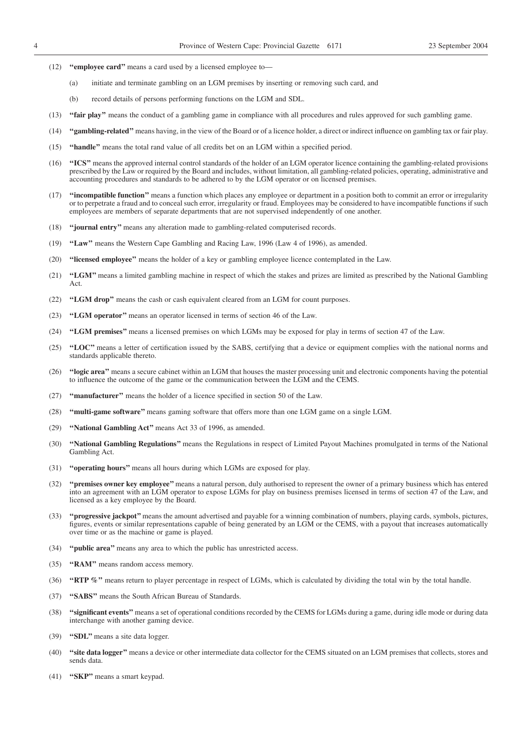(12) **"employee card"** means a card used by a licensed employee to—

(a) initiate and terminate gambling on an LGM premises by inserting or removing such card, and

(b) record details of persons performing functions on the LGM and SDL.

(13) **"fair play"** means the conduct of a gambling game in compliance with all procedures and rules approved for such gambling game.

(14) **"gambling-related"** means having, in the view of the Board or of a licence holder, a direct or indirect influence on gambling tax or fair play.

(15) **"handle"** means the total rand value of all credits bet on an LGM within a specified period.

(16) **"ICS"** means the approved internal control standards of the holder of an LGM operator licence containing the gambling-related provisions prescribed by the Law or required by the Board and includes, without limitation, all gambling-related policies, operating, administrative and accounting procedures and standards to be adhered to by the LGM operator or on licensed premises.

(17) **"incompatible function"** means a function which places any employee or department in a position both to commit an error or irregularity or to perpetrate a fraud and to conceal such error, irregularity or fraud. Employees may be considered to have incompatible functions if such employees are members of separate departments that are not supervised independently of one another.

(18) **"journal entry"** means any alteration made to gambling-related computerised records.

(19) **"Law"** means the Western Cape Gambling and Racing Law, 1996 (Law 4 of 1996), as amended.

(20) **"licensed employee"** means the holder of a key or gambling employee licence contemplated in the Law.

(21) **"LGM"** means a limited gambling machine in respect of which the stakes and prizes are limited as prescribed by the National Gambling Act.

(22) **"LGM drop"** means the cash or cash equivalent cleared from an LGM for count purposes.

(23) **"LGM operator"** means an operator licensed in terms of section 46 of the Law.

(24) **"LGM premises"** means a licensed premises on which LGMs may be exposed for play in terms of section 47 of the Law.

(25) **"LOC"** means a letter of certification issued by the SABS, certifying that a device or equipment complies with the national norms and standards applicable thereto.

(26) **"logic area"** means a secure cabinet within an LGM that houses the master processing unit and electronic components having the potential to influence the outcome of the game or the communication between the LGM and the CEMS.

(27) **"manufacturer"** means the holder of a licence specified in section 50 of the Law.

(28) **"multi-game software"** means gaming software that offers more than one LGM game on a single LGM.

(29) **"National Gambling Act"** means Act 33 of 1996, as amended.

(30) **"National Gambling Regulations"** means the Regulations in respect of Limited Payout Machines promulgated in terms of the National Gambling Act.

(31) **"operating hours"** means all hours during which LGMs are exposed for play.

(32) **"premises owner key employee"** means a natural person, duly authorised to represent the owner of a primary business which has entered into an agreement with an LGM operator to expose LGMs for play on business premises licensed in terms of section 47 of the Law, and licensed as a key employee by the Board.

(33) **"progressive jackpot"** means the amount advertised and payable for a winning combination of numbers, playing cards, symbols, pictures, figures, events or similar representations capable of being generated by an LGM or the CEMS, with a payout that increases automatically over time or as the machine or game is played.

(34) **"public area"** means any area to which the public has unrestricted access.

(35) **"RAM"** means random access memory.

(36) **"RTP %"** means return to player percentage in respect of LGMs, which is calculated by dividing the total win by the total handle.

(37) **"SABS"** means the South African Bureau of Standards.

(38) **"significant events"** means a set of operational conditions recorded by the CEMS for LGMs during a game, during idle mode or during data interchange with another gaming device.

(39) **"SDL"** means a site data logger.

(40) **"site data logger"** means a device or other intermediate data collector for the CEMS situated on an LGM premises that collects, stores and sends data.

(41) **"SKP"** means a smart keypad.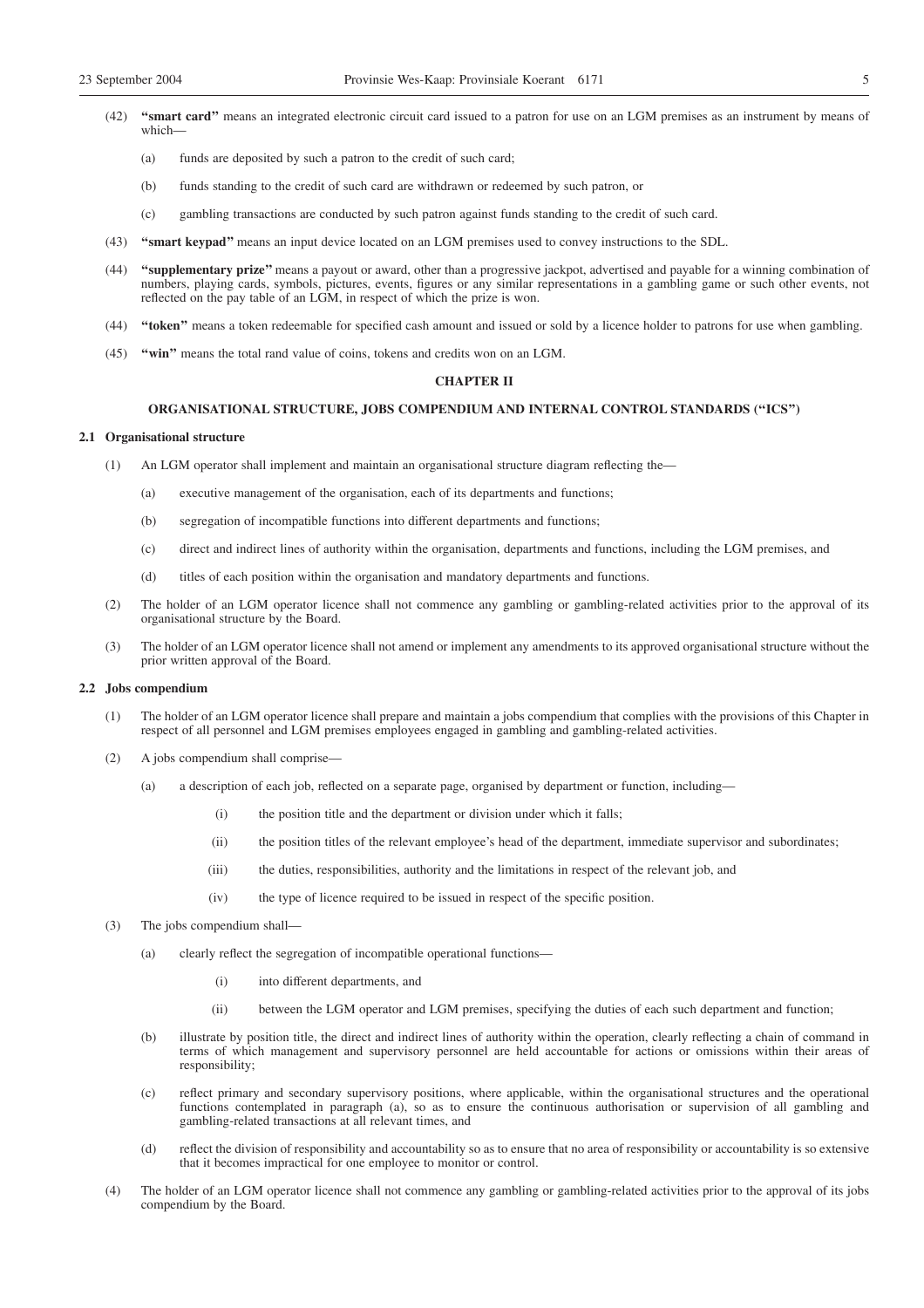(42) **"smart card"** means an integrated electronic circuit card issued to a patron for use on an LGM premises as an instrument by means of which—

(a) funds are deposited by such a patron to the credit of such card;

(b) funds standing to the credit of such card are withdrawn or redeemed by such patron, or

(c) gambling transactions are conducted by such patron against funds standing to the credit of such card.

(43) **"smart keypad"** means an input device located on an LGM premises used to convey instructions to the SDL.

(44) **"supplementary prize"** means a payout or award, other than a progressive jackpot, advertised and payable for a winning combination of numbers, playing cards, symbols, pictures, events, figures or any similar representations in a gambling game or such other events, not reflected on the pay table of an LGM, in respect of which the prize is won.

(44) **"token"** means a token redeemable for specified cash amount and issued or sold by a licence holder to patrons for use when gambling.

(45) **"win"** means the total rand value of coins, tokens and credits won on an LGM.

## CHAPTER II

## ORGANISATIONAL STRUCTURE, JOBS COMPENDIUM AND INTERNAL CONTROL STANDARDS ("ICS")

### 2.1 Organisational structure

(1) An LGM operator shall implement and maintain an organisational structure diagram reflecting the—

(a) executive management of the organisation, each of its departments and functions;

(b) segregation of incompatible functions into different departments and functions;

(c) direct and indirect lines of authority within the organisation, departments and functions, including the LGM premises, and

(d) titles of each position within the organisation and mandatory departments and functions.

(2) The holder of an LGM operator licence shall not commence any gambling or gambling-related activities prior to the approval of its organisational structure by the Board.

(3) The holder of an LGM operator licence shall not amend or implement any amendments to its approved organisational structure without the prior written approval of the Board.

### 2.2 Jobs compendium

(1) The holder of an LGM operator licence shall prepare and maintain a jobs compendium that complies with the provisions of this Chapter in respect of all personnel and LGM premises employees engaged in gambling and gambling-related activities.

(2) A jobs compendium shall comprise—

(a) a description of each job, reflected on a separate page, organised by department or function, including—

(i) the position title and the department or division under which it falls;

(ii) the position titles of the relevant employee's head of the department, immediate supervisor and subordinates;

(iii) the duties, responsibilities, authority and the limitations in respect of the relevant job, and

(iv) the type of licence required to be issued in respect of the specific position.

(3) The jobs compendium shall—

(a) clearly reflect the segregation of incompatible operational functions—

(i) into different departments, and

(ii) between the LGM operator and LGM premises, specifying the duties of each such department and function;

(b) illustrate by position title, the direct and indirect lines of authority within the operation, clearly reflecting a chain of command in terms of which management and supervisory personnel are held accountable for actions or omissions within their areas of responsibility;

(c) reflect primary and secondary supervisory positions, where applicable, within the organisational structures and the operational functions contemplated in paragraph (a), so as to ensure the continuous authorisation or supervision of all gambling and gambling-related transactions at all relevant times, and

(d) reflect the division of responsibility and accountability so as to ensure that no area of responsibility or accountability is so extensive that it becomes impractical for one employee to monitor or control.

(4) The holder of an LGM operator licence shall not commence any gambling or gambling-related activities prior to the approval of its jobs compendium by the Board.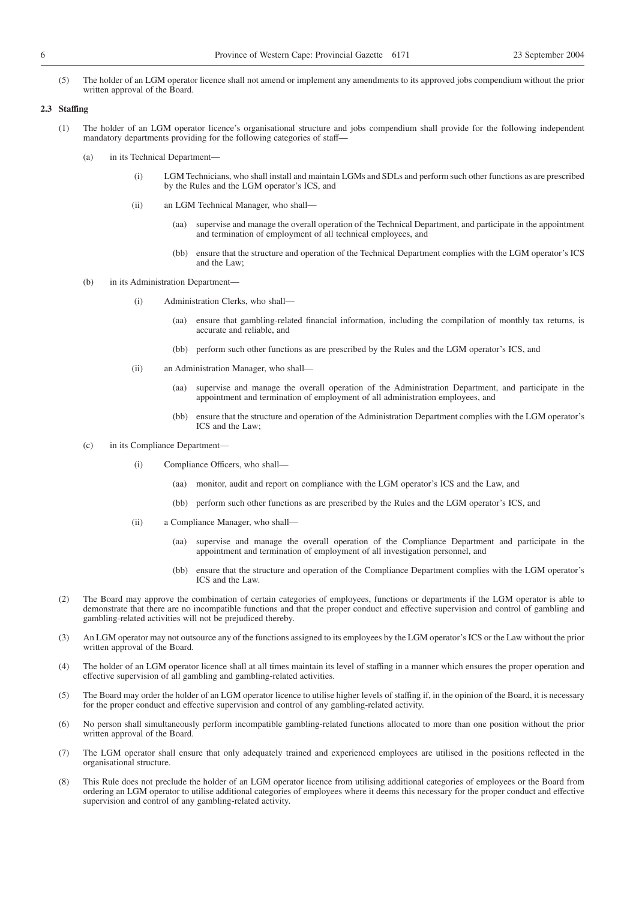(5) The holder of an LGM operator licence shall not amend or implement any amendments to its approved jobs compendium without the prior written approval of the Board.

**2.3 Staffing**

(1) The holder of an LGM operator licence's organisational structure and jobs compendium shall provide for the following independent mandatory departments providing for the following categories of staff—

(a) in its Technical Department—

(i) LGM Technicians, who shall install and maintain LGMs and SDLs and perform such other functions as are prescribed by the Rules and the LGM operator's ICS, and

(ii) an LGM Technical Manager, who shall—

(aa) supervise and manage the overall operation of the Technical Department, and participate in the appointment and termination of employment of all technical employees, and

(bb) ensure that the structure and operation of the Technical Department complies with the LGM operator's ICS and the Law;

(b) in its Administration Department—

(i) Administration Clerks, who shall—

(aa) ensure that gambling-related financial information, including the compilation of monthly tax returns, is accurate and reliable, and

(bb) perform such other functions as are prescribed by the Rules and the LGM operator's ICS, and

(ii) an Administration Manager, who shall—

(aa) supervise and manage the overall operation of the Administration Department, and participate in the appointment and termination of employment of all administration employees, and

(bb) ensure that the structure and operation of the Administration Department complies with the LGM operator's ICS and the Law;

(c) in its Compliance Department—

(i) Compliance Officers, who shall—

(aa) monitor, audit and report on compliance with the LGM operator's ICS and the Law, and

(bb) perform such other functions as are prescribed by the Rules and the LGM operator's ICS, and

(ii) a Compliance Manager, who shall—

(aa) supervise and manage the overall operation of the Compliance Department and participate in the appointment and termination of employment of all investigation personnel, and

(bb) ensure that the structure and operation of the Compliance Department complies with the LGM operator's ICS and the Law.

(2) The Board may approve the combination of certain categories of employees, functions or departments if the LGM operator is able to demonstrate that there are no incompatible functions and that the proper conduct and effective supervision and control of gambling and gambling-related activities will not be prejudiced thereby.

(3) An LGM operator may not outsource any of the functions assigned to its employees by the LGM operator's ICS or the Law without the prior written approval of the Board.

(4) The holder of an LGM operator licence shall at all times maintain its level of staffing in a manner which ensures the proper operation and effective supervision of all gambling and gambling-related activities.

(5) The Board may order the holder of an LGM operator licence to utilise higher levels of staffing if, in the opinion of the Board, it is necessary for the proper conduct and effective supervision and control of any gambling-related activity.

(6) No person shall simultaneously perform incompatible gambling-related functions allocated to more than one position without the prior written approval of the Board.

(7) The LGM operator shall ensure that only adequately trained and experienced employees are utilised in the positions reflected in the organisational structure.

(8) This Rule does not preclude the holder of an LGM operator licence from utilising additional categories of employees or the Board from ordering an LGM operator to utilise additional categories of employees where it deems this necessary for the proper conduct and effective supervision and control of any gambling-related activity.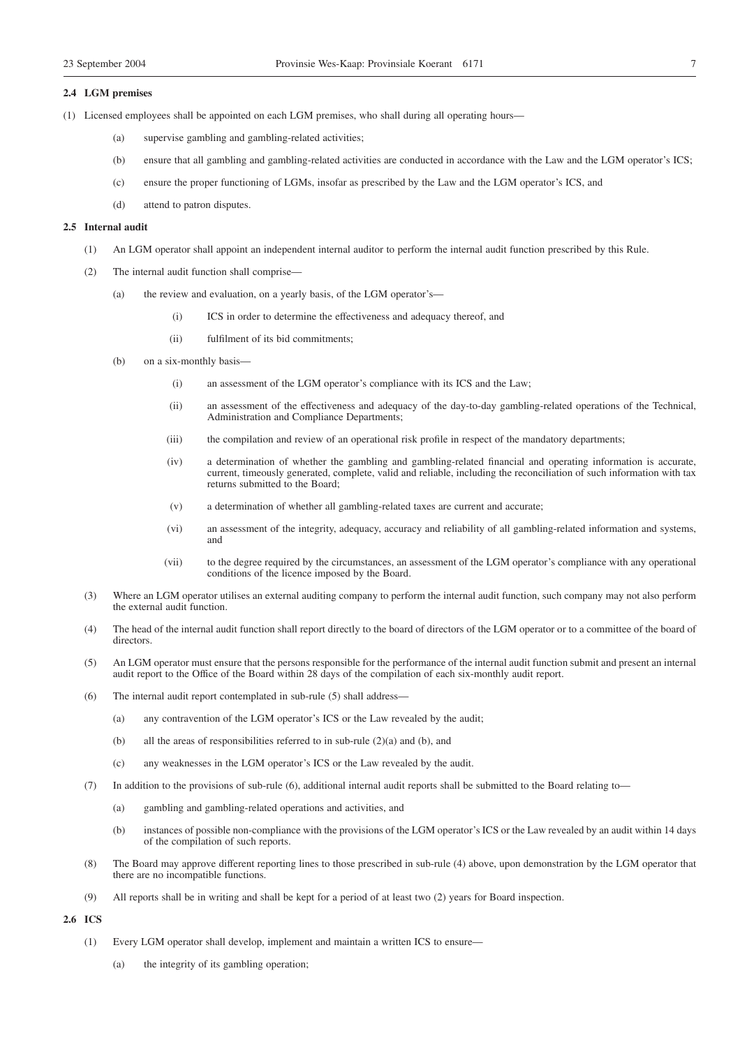### 2.4 LGM premises

(1) Licensed employees shall be appointed on each LGM premises, who shall during all operating hours—

(a) supervise gambling and gambling-related activities;

(b) ensure that all gambling and gambling-related activities are conducted in accordance with the Law and the LGM operator's ICS;

(c) ensure the proper functioning of LGMs, insofar as prescribed by the Law and the LGM operator's ICS, and

(d) attend to patron disputes.

### 2.5 Internal audit

(1) An LGM operator shall appoint an independent internal auditor to perform the internal audit function prescribed by this Rule.

(2) The internal audit function shall comprise—

(a) the review and evaluation, on a yearly basis, of the LGM operator's—

(i) ICS in order to determine the effectiveness and adequacy thereof, and

(ii) fulfilment of its bid commitments;

(b) on a six-monthly basis—

(i) an assessment of the LGM operator's compliance with its ICS and the Law;

(ii) an assessment of the effectiveness and adequacy of the day-to-day gambling-related operations of the Technical, Administration and Compliance Departments;

(iii) the compilation and review of an operational risk profile in respect of the mandatory departments;

(iv) a determination of whether the gambling and gambling-related financial and operating information is accurate, current, timeously generated, complete, valid and reliable, including the reconciliation of such information with tax returns submitted to the Board;

(v) a determination of whether all gambling-related taxes are current and accurate;

(vi) an assessment of the integrity, adequacy, accuracy and reliability of all gambling-related information and systems, and

(vii) to the degree required by the circumstances, an assessment of the LGM operator's compliance with any operational conditions of the licence imposed by the Board.

(3) Where an LGM operator utilises an external auditing company to perform the internal audit function, such company may not also perform the external audit function.

(4) The head of the internal audit function shall report directly to the board of directors of the LGM operator or to a committee of the board of directors.

(5) An LGM operator must ensure that the persons responsible for the performance of the internal audit function submit and present an internal audit report to the Office of the Board within 28 days of the compilation of each six-monthly audit report.

(6) The internal audit report contemplated in sub-rule (5) shall address—

(a) any contravention of the LGM operator's ICS or the Law revealed by the audit;

(b) all the areas of responsibilities referred to in sub-rule (2)(a) and (b), and

(c) any weaknesses in the LGM operator's ICS or the Law revealed by the audit.

(7) In addition to the provisions of sub-rule (6), additional internal audit reports shall be submitted to the Board relating to—

(a) gambling and gambling-related operations and activities, and

(b) instances of possible non-compliance with the provisions of the LGM operator's ICS or the Law revealed by an audit within 14 days of the compilation of such reports.

(8) The Board may approve different reporting lines to those prescribed in sub-rule (4) above, upon demonstration by the LGM operator that there are no incompatible functions.

(9) All reports shall be in writing and shall be kept for a period of at least two (2) years for Board inspection.

### 2.6 ICS

(1) Every LGM operator shall develop, implement and maintain a written ICS to ensure—

(a) the integrity of its gambling operation;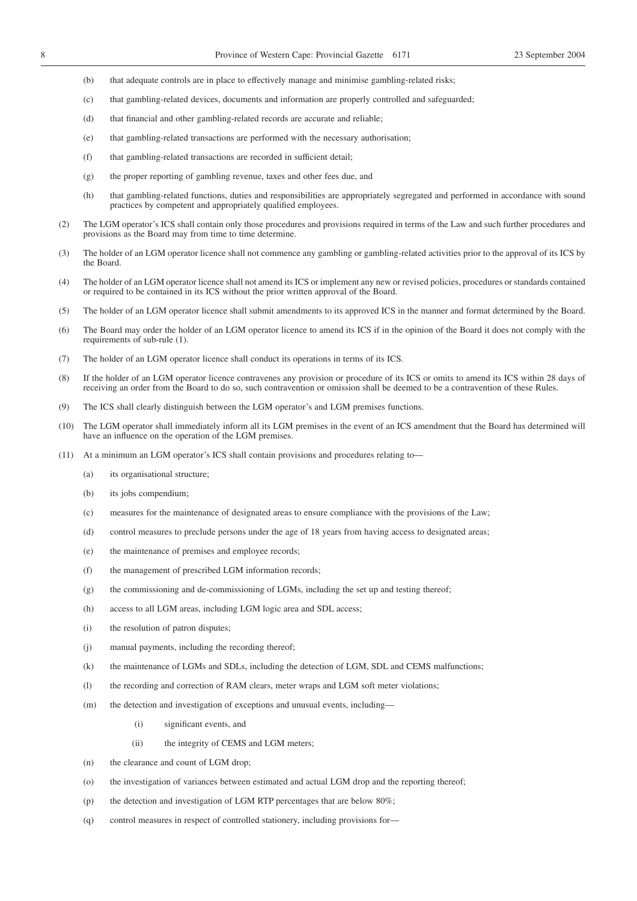(b) that adequate controls are in place to effectively manage and minimise gambling-related risks;

(c) that gambling-related devices, documents and information are properly controlled and safeguarded;

(d) that financial and other gambling-related records are accurate and reliable;

(e) that gambling-related transactions are performed with the necessary authorisation;

(f) that gambling-related transactions are recorded in sufficient detail;

(g) the proper reporting of gambling revenue, taxes and other fees due, and

(h) that gambling-related functions, duties and responsibilities are appropriately segregated and performed in accordance with sound practices by competent and appropriately qualified employees.

(2) The LGM operator's ICS shall contain only those procedures and provisions required in terms of the Law and such further procedures and provisions as the Board may from time to time determine.

(3) The holder of an LGM operator licence shall not commence any gambling or gambling-related activities prior to the approval of its ICS by the Board.

(4) The holder of an LGM operator licence shall not amend its ICS or implement any new or revised policies, procedures or standards contained or required to be contained in its ICS without the prior written approval of the Board.

(5) The holder of an LGM operator licence shall submit amendments to its approved ICS in the manner and format determined by the Board.

(6) The Board may order the holder of an LGM operator licence to amend its ICS if in the opinion of the Board it does not comply with the requirements of sub-rule (1).

(7) The holder of an LGM operator licence shall conduct its operations in terms of its ICS.

(8) If the holder of an LGM operator licence contravenes any provision or procedure of its ICS or omits to amend its ICS within 28 days of receiving an order from the Board to do so, such contravention or omission shall be deemed to be a contravention of these Rules.

(9) The ICS shall clearly distinguish between the LGM operator's and LGM premises functions.

(10) The LGM operator shall immediately inform all its LGM premises in the event of an ICS amendment that the Board has determined will have an influence on the operation of the LGM premises.

(11) At a minimum an LGM operator's ICS shall contain provisions and procedures relating to—

(a) its organisational structure;

(b) its jobs compendium;

(c) measures for the maintenance of designated areas to ensure compliance with the provisions of the Law;

(d) control measures to preclude persons under the age of 18 years from having access to designated areas;

(e) the maintenance of premises and employee records;

(f) the management of prescribed LGM information records;

(g) the commissioning and de-commissioning of LGMs, including the set up and testing thereof;

(h) access to all LGM areas, including LGM logic area and SDL access;

(i) the resolution of patron disputes;

(j) manual payments, including the recording thereof;

(k) the maintenance of LGMs and SDLs, including the detection of LGM, SDL and CEMS malfunctions;

(l) the recording and correction of RAM clears, meter wraps and LGM soft meter violations;

(m) the detection and investigation of exceptions and unusual events, including—

(i) significant events, and

(ii) the integrity of CEMS and LGM meters;

(n) the clearance and count of LGM drop;

(o) the investigation of variances between estimated and actual LGM drop and the reporting thereof;

(p) the detection and investigation of LGM RTP percentages that are below 80%;

(q) control measures in respect of controlled stationery, including provisions for—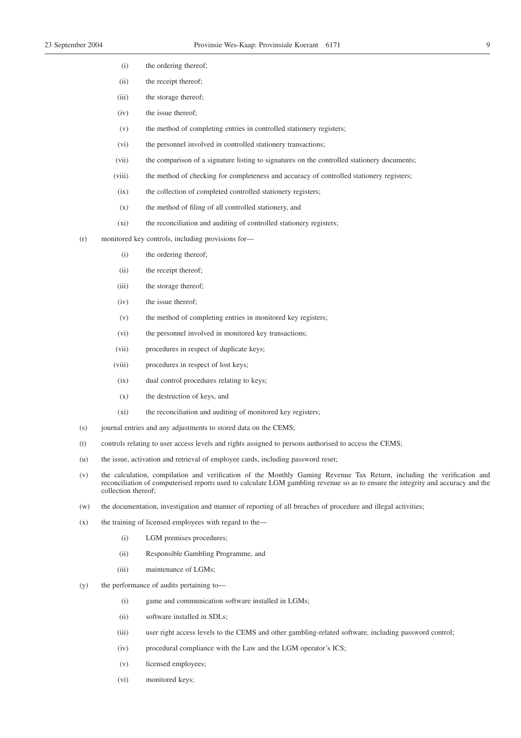(i) the ordering thereof;

(ii) the receipt thereof;

(iii) the storage thereof;

(iv) the issue thereof;

(v) the method of completing entries in controlled stationery registers;

(vi) the personnel involved in controlled stationery transactions;

(vii) the comparison of a signature listing to signatures on the controlled stationery documents;

(viii) the method of checking for completeness and accuracy of controlled stationery registers;

(ix) the collection of completed controlled stationery registers;

(x) the method of filing of all controlled stationery, and

(xi) the reconciliation and auditing of controlled stationery registers;

(r) monitored key controls, including provisions for—

(i) the ordering thereof;

(ii) the receipt thereof;

(iii) the storage thereof;

(iv) the issue thereof;

(v) the method of completing entries in monitored key registers;

(vi) the personnel involved in monitored key transactions;

(vii) procedures in respect of duplicate keys;

(viii) procedures in respect of lost keys;

(ix) dual control procedures relating to keys;

(x) the destruction of keys, and

(xi) the reconciliation and auditing of monitored key registers;

(s) journal entries and any adjustments to stored data on the CEMS;

(t) controls relating to user access levels and rights assigned to persons authorised to access the CEMS;

(u) the issue, activation and retrieval of employee cards, including password reset;

(v) the calculation, compilation and verification of the Monthly Gaming Revenue Tax Return, including the verification and reconciliation of computerised reports used to calculate LGM gambling revenue so as to ensure the integrity and accuracy and the collection thereof;

(w) the documentation, investigation and manner of reporting of all breaches of procedure and illegal activities;

(x) the training of licensed employees with regard to the—

(i) LGM premises procedures;

(ii) Responsible Gambling Programme, and

(iii) maintenance of LGMs;

(y) the performance of audits pertaining to—

(i) game and communication software installed in LGMs;

(ii) software installed in SDLs;

(iii) user right access levels to the CEMS and other gambling-related software, including password control;

(iv) procedural compliance with the Law and the LGM operator's ICS;

(v) licensed employees;

(vi) monitored keys;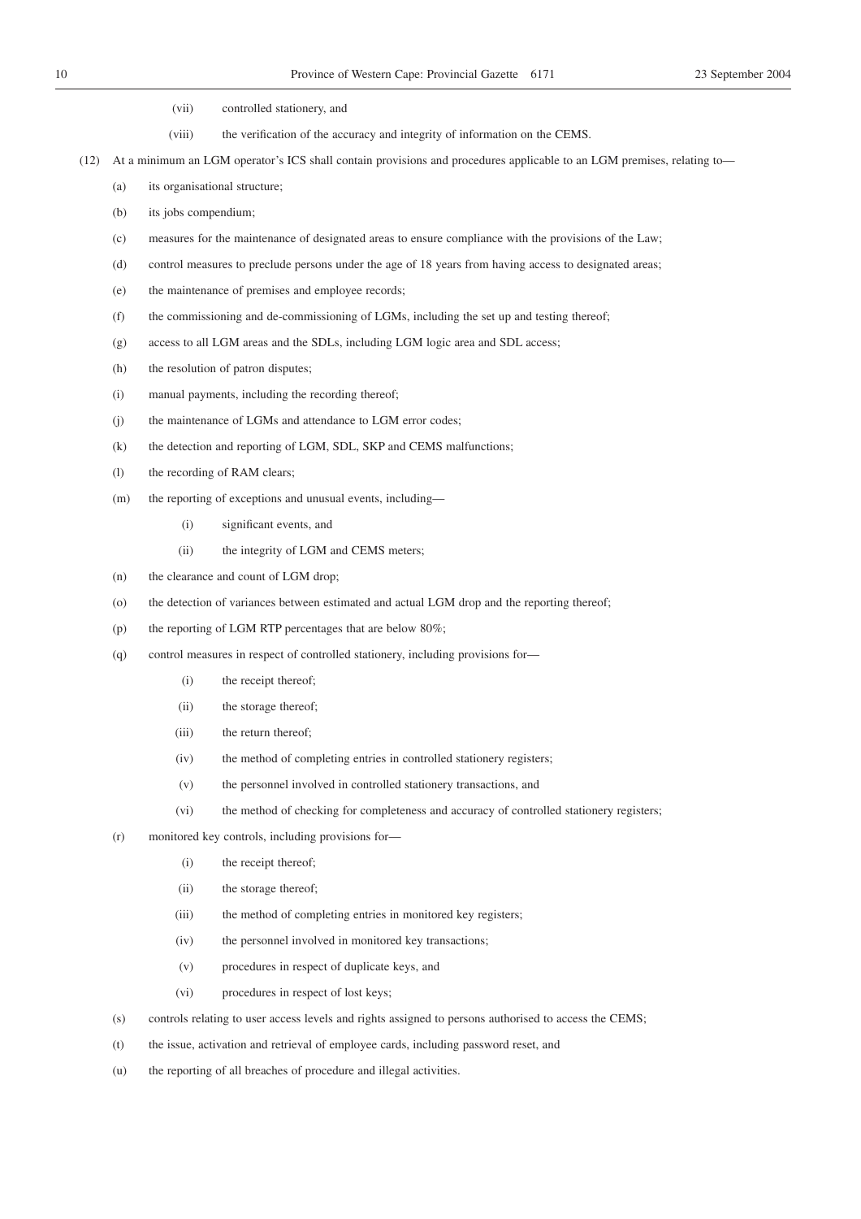(vii) controlled stationery, and

(viii) the verification of the accuracy and integrity of information on the CEMS.

(12) At a minimum an LGM operator's ICS shall contain provisions and procedures applicable to an LGM premises, relating to—

(a) its organisational structure;

(b) its jobs compendium;

(c) measures for the maintenance of designated areas to ensure compliance with the provisions of the Law;

(d) control measures to preclude persons under the age of 18 years from having access to designated areas;

(e) the maintenance of premises and employee records;

(f) the commissioning and de-commissioning of LGMs, including the set up and testing thereof;

(g) access to all LGM areas and the SDLs, including LGM logic area and SDL access;

(h) the resolution of patron disputes;

(i) manual payments, including the recording thereof;

(j) the maintenance of LGMs and attendance to LGM error codes;

(k) the detection and reporting of LGM, SDL, SKP and CEMS malfunctions;

(l) the recording of RAM clears;

(m) the reporting of exceptions and unusual events, including—

(i) significant events, and

(ii) the integrity of LGM and CEMS meters;

(n) the clearance and count of LGM drop;

(o) the detection of variances between estimated and actual LGM drop and the reporting thereof;

(p) the reporting of LGM RTP percentages that are below 80%;

(q) control measures in respect of controlled stationery, including provisions for—

(i) the receipt thereof;

(ii) the storage thereof;

(iii) the return thereof;

(iv) the method of completing entries in controlled stationery registers;

(v) the personnel involved in controlled stationery transactions, and

(vi) the method of checking for completeness and accuracy of controlled stationery registers;

(r) monitored key controls, including provisions for—

(i) the receipt thereof;

(ii) the storage thereof;

(iii) the method of completing entries in monitored key registers;

(iv) the personnel involved in monitored key transactions;

(v) procedures in respect of duplicate keys, and

(vi) procedures in respect of lost keys;

(s) controls relating to user access levels and rights assigned to persons authorised to access the CEMS;

(t) the issue, activation and retrieval of employee cards, including password reset, and

(u) the reporting of all breaches of procedure and illegal activities.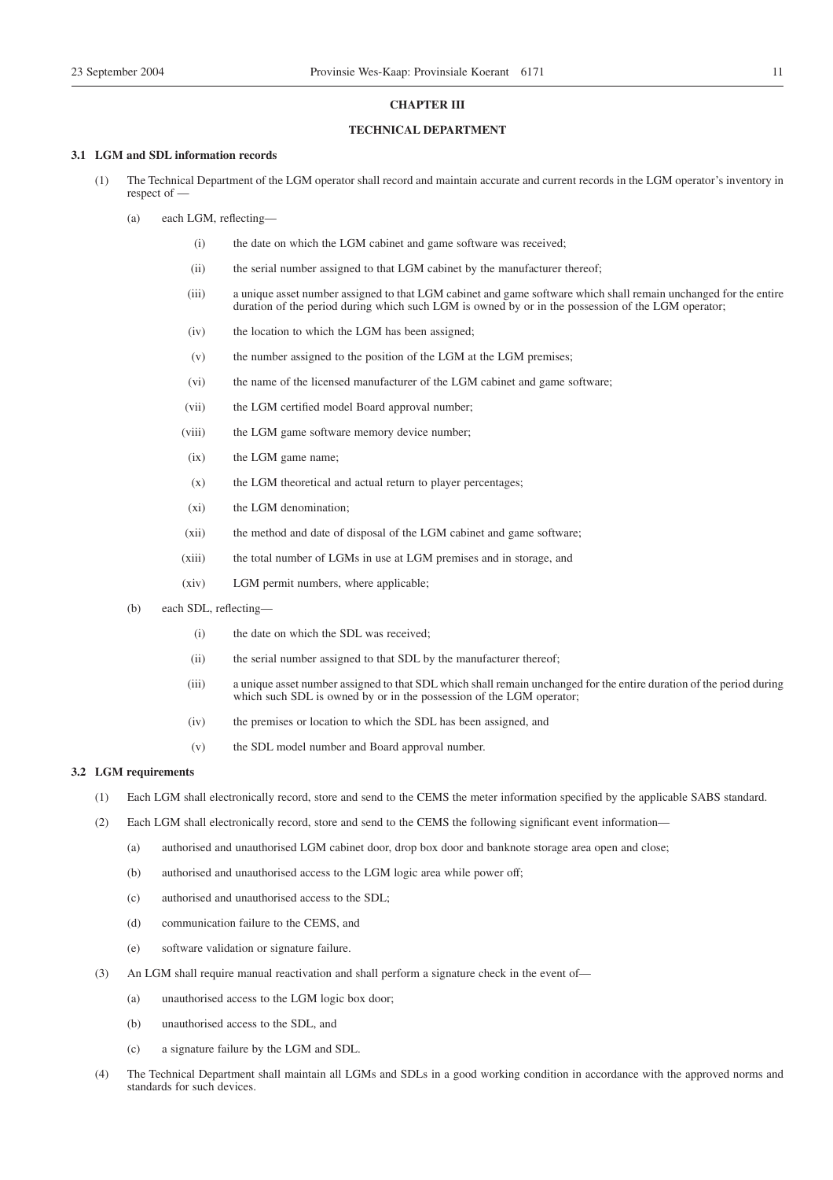# CHAPTER III

## TECHNICAL DEPARTMENT

### 3.1 LGM and SDL information records

(1) The Technical Department of the LGM operator shall record and maintain accurate and current records in the LGM operator's inventory in respect of —

(a) each LGM, reflecting—

(i) the date on which the LGM cabinet and game software was received;

(ii) the serial number assigned to that LGM cabinet by the manufacturer thereof;

(iii) a unique asset number assigned to that LGM cabinet and game software which shall remain unchanged for the entire duration of the period during which such LGM is owned by or in the possession of the LGM operator;

(iv) the location to which the LGM has been assigned;

(v) the number assigned to the position of the LGM at the LGM premises;

(vi) the name of the licensed manufacturer of the LGM cabinet and game software;

(vii) the LGM certified model Board approval number;

(viii) the LGM game software memory device number;

(ix) the LGM game name;

(x) the LGM theoretical and actual return to player percentages;

(xi) the LGM denomination;

(xii) the method and date of disposal of the LGM cabinet and game software;

(xiii) the total number of LGMs in use at LGM premises and in storage, and

(xiv) LGM permit numbers, where applicable;

(b) each SDL, reflecting—

(i) the date on which the SDL was received;

(ii) the serial number assigned to that SDL by the manufacturer thereof;

(iii) a unique asset number assigned to that SDL which shall remain unchanged for the entire duration of the period during which such SDL is owned by or in the possession of the LGM operator;

(iv) the premises or location to which the SDL has been assigned, and

(v) the SDL model number and Board approval number.

### 3.2 LGM requirements

(1) Each LGM shall electronically record, store and send to the CEMS the meter information specified by the applicable SABS standard.

(2) Each LGM shall electronically record, store and send to the CEMS the following significant event information—

(a) authorised and unauthorised LGM cabinet door, drop box door and banknote storage area open and close;

(b) authorised and unauthorised access to the LGM logic area while power off;

(c) authorised and unauthorised access to the SDL;

(d) communication failure to the CEMS, and

(e) software validation or signature failure.

(3) An LGM shall require manual reactivation and shall perform a signature check in the event of—

(a) unauthorised access to the LGM logic box door;

(b) unauthorised access to the SDL, and

(c) a signature failure by the LGM and SDL.

(4) The Technical Department shall maintain all LGMs and SDLs in a good working condition in accordance with the approved norms and standards for such devices.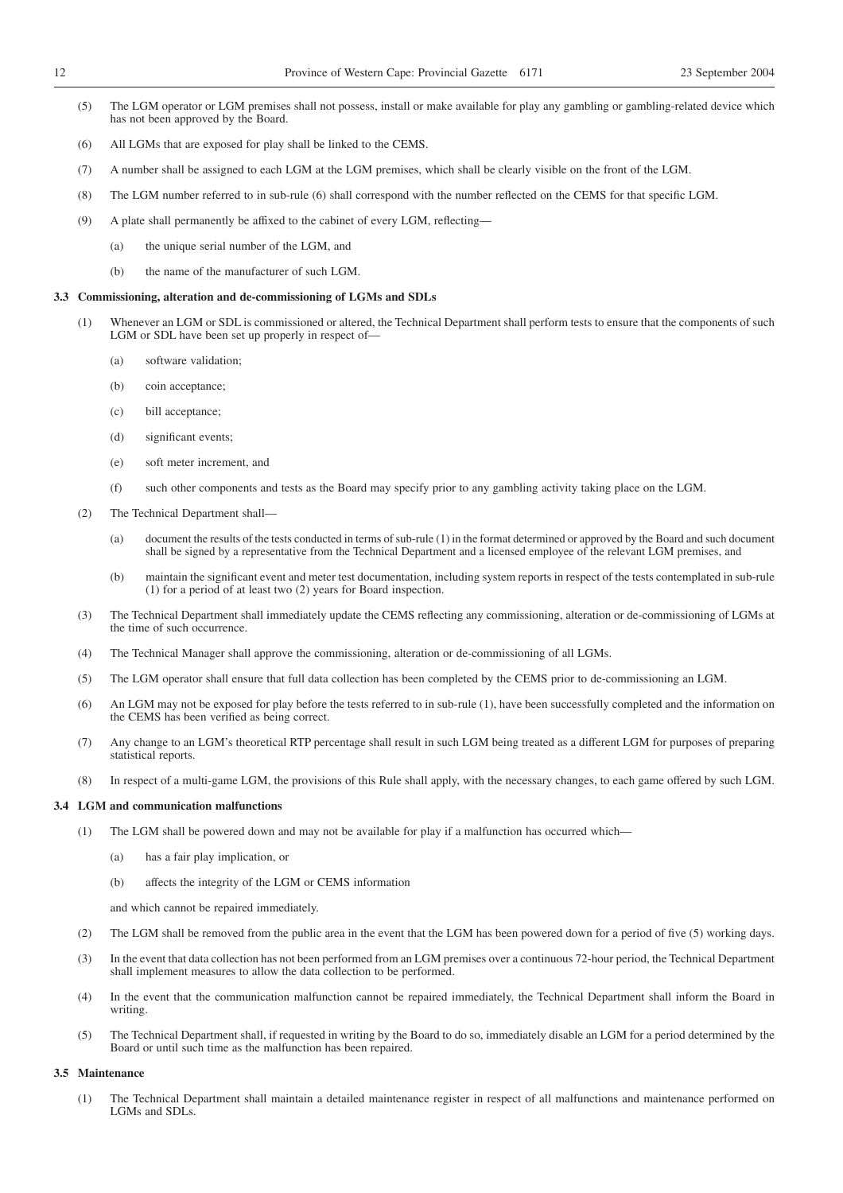(5) The LGM operator or LGM premises shall not possess, install or make available for play any gambling or gambling-related device which has not been approved by the Board.

(6) All LGMs that are exposed for play shall be linked to the CEMS.

(7) A number shall be assigned to each LGM at the LGM premises, which shall be clearly visible on the front of the LGM.

(8) The LGM number referred to in sub-rule (6) shall correspond with the number reflected on the CEMS for that specific LGM.

(9) A plate shall permanently be affixed to the cabinet of every LGM, reflecting—

(a) the unique serial number of the LGM, and

(b) the name of the manufacturer of such LGM.

**3.3 Commissioning, alteration and de-commissioning of LGMs and SDLs**

(1) Whenever an LGM or SDL is commissioned or altered, the Technical Department shall perform tests to ensure that the components of such LGM or SDL have been set up properly in respect of—

(a) software validation;

(b) coin acceptance;

(c) bill acceptance;

(d) significant events;

(e) soft meter increment, and

(f) such other components and tests as the Board may specify prior to any gambling activity taking place on the LGM.

(2) The Technical Department shall—

(a) document the results of the tests conducted in terms of sub-rule (1) in the format determined or approved by the Board and such document shall be signed by a representative from the Technical Department and a licensed employee of the relevant LGM premises, and

(b) maintain the significant event and meter test documentation, including system reports in respect of the tests contemplated in sub-rule (1) for a period of at least two (2) years for Board inspection.

(3) The Technical Department shall immediately update the CEMS reflecting any commissioning, alteration or de-commissioning of LGMs at the time of such occurrence.

(4) The Technical Manager shall approve the commissioning, alteration or de-commissioning of all LGMs.

(5) The LGM operator shall ensure that full data collection has been completed by the CEMS prior to de-commissioning an LGM.

(6) An LGM may not be exposed for play before the tests referred to in sub-rule (1), have been successfully completed and the information on the CEMS has been verified as being correct.

(7) Any change to an LGM's theoretical RTP percentage shall result in such LGM being treated as a different LGM for purposes of preparing statistical reports.

(8) In respect of a multi-game LGM, the provisions of this Rule shall apply, with the necessary changes, to each game offered by such LGM.

**3.4 LGM and communication malfunctions**

(1) The LGM shall be powered down and may not be available for play if a malfunction has occurred which—

(a) has a fair play implication, or

(b) affects the integrity of the LGM or CEMS information

and which cannot be repaired immediately.

(2) The LGM shall be removed from the public area in the event that the LGM has been powered down for a period of five (5) working days.

(3) In the event that data collection has not been performed from an LGM premises over a continuous 72-hour period, the Technical Department shall implement measures to allow the data collection to be performed.

(4) In the event that the communication malfunction cannot be repaired immediately, the Technical Department shall inform the Board in writing.

(5) The Technical Department shall, if requested in writing by the Board to do so, immediately disable an LGM for a period determined by the Board or until such time as the malfunction has been repaired.

**3.5 Maintenance**

(1) The Technical Department shall maintain a detailed maintenance register in respect of all malfunctions and maintenance performed on LGMs and SDLs.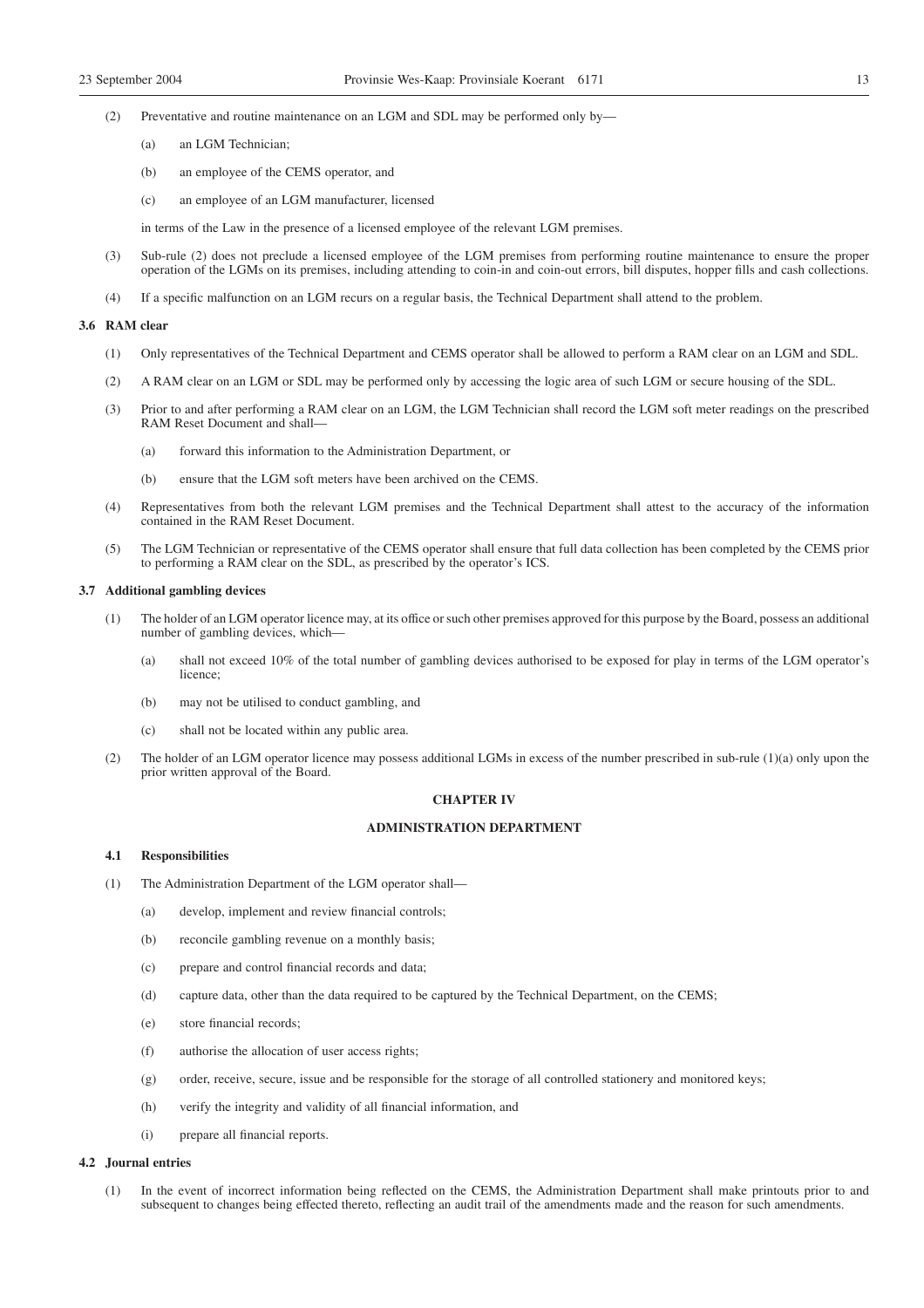(2) Preventative and routine maintenance on an LGM and SDL may be performed only by—

(a) an LGM Technician;

(b) an employee of the CEMS operator, and

(c) an employee of an LGM manufacturer, licensed

in terms of the Law in the presence of a licensed employee of the relevant LGM premises.

(3) Sub-rule (2) does not preclude a licensed employee of the LGM premises from performing routine maintenance to ensure the proper operation of the LGMs on its premises, including attending to coin-in and coin-out errors, bill disputes, hopper fills and cash collections.

(4) If a specific malfunction on an LGM recurs on a regular basis, the Technical Department shall attend to the problem.

### 3.6 RAM clear

(1) Only representatives of the Technical Department and CEMS operator shall be allowed to perform a RAM clear on an LGM and SDL.

(2) A RAM clear on an LGM or SDL may be performed only by accessing the logic area of such LGM or secure housing of the SDL.

(3) Prior to and after performing a RAM clear on an LGM, the LGM Technician shall record the LGM soft meter readings on the prescribed RAM Reset Document and shall—

(a) forward this information to the Administration Department, or

(b) ensure that the LGM soft meters have been archived on the CEMS.

(4) Representatives from both the relevant LGM premises and the Technical Department shall attest to the accuracy of the information contained in the RAM Reset Document.

(5) The LGM Technician or representative of the CEMS operator shall ensure that full data collection has been completed by the CEMS prior to performing a RAM clear on the SDL, as prescribed by the operator's ICS.

### 3.7 Additional gambling devices

(1) The holder of an LGM operator licence may, at its office or such other premises approved for this purpose by the Board, possess an additional number of gambling devices, which—

(a) shall not exceed 10% of the total number of gambling devices authorised to be exposed for play in terms of the LGM operator's licence;

(b) may not be utilised to conduct gambling, and

(c) shall not be located within any public area.

(2) The holder of an LGM operator licence may possess additional LGMs in excess of the number prescribed in sub-rule (1)(a) only upon the prior written approval of the Board.

## CHAPTER IV

## ADMINISTRATION DEPARTMENT

### 4.1 Responsibilities

(1) The Administration Department of the LGM operator shall—

(a) develop, implement and review financial controls;

(b) reconcile gambling revenue on a monthly basis;

(c) prepare and control financial records and data;

(d) capture data, other than the data required to be captured by the Technical Department, on the CEMS;

(e) store financial records;

(f) authorise the allocation of user access rights;

(g) order, receive, secure, issue and be responsible for the storage of all controlled stationery and monitored keys;

(h) verify the integrity and validity of all financial information, and

(i) prepare all financial reports.

### 4.2 Journal entries

(1) In the event of incorrect information being reflected on the CEMS, the Administration Department shall make printouts prior to and subsequent to changes being effected thereto, reflecting an audit trail of the amendments made and the reason for such amendments.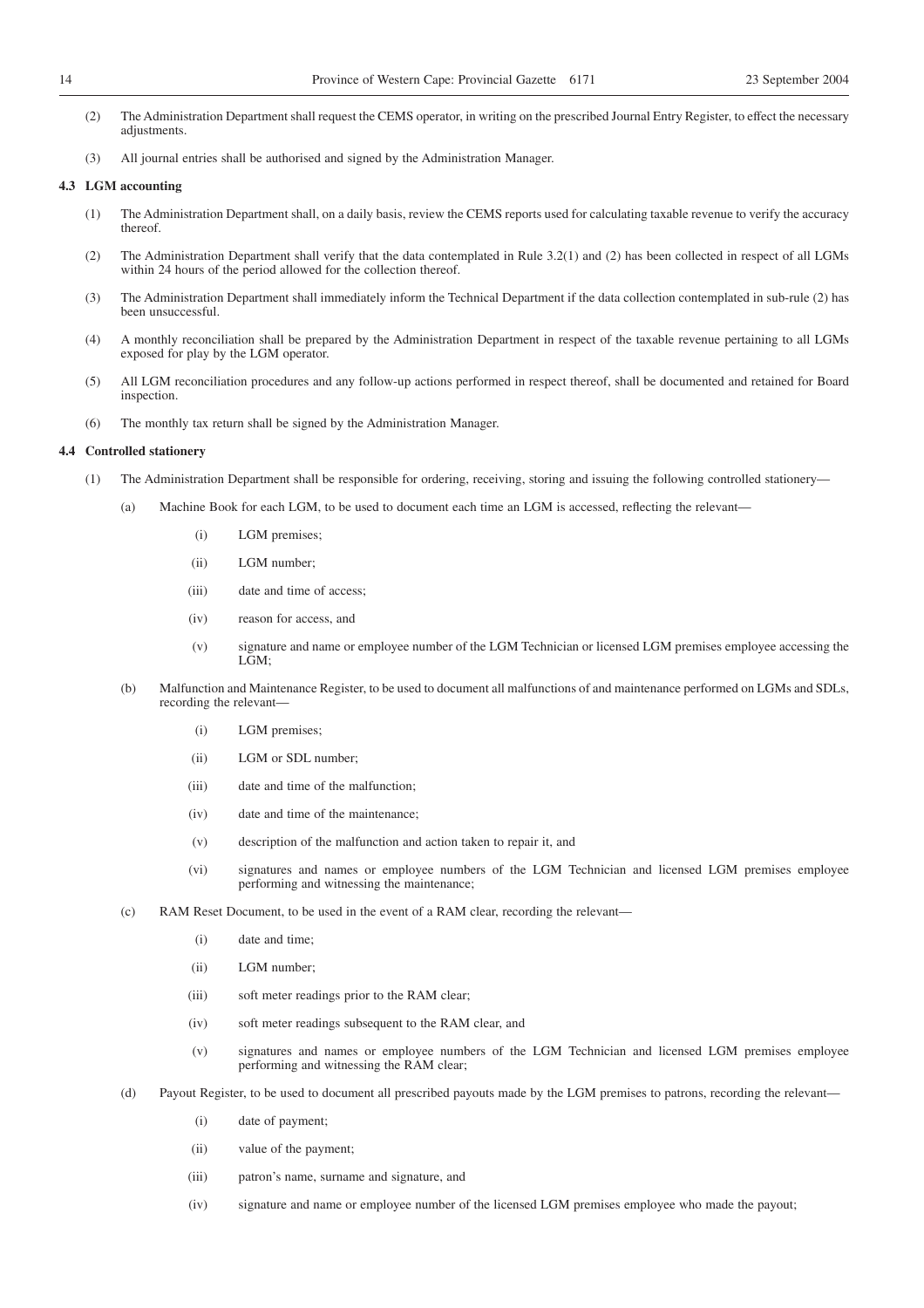(2) The Administration Department shall request the CEMS operator, in writing on the prescribed Journal Entry Register, to effect the necessary adjustments.

(3) All journal entries shall be authorised and signed by the Administration Manager.

### 4.3 LGM accounting

(1) The Administration Department shall, on a daily basis, review the CEMS reports used for calculating taxable revenue to verify the accuracy thereof.

(2) The Administration Department shall verify that the data contemplated in Rule 3.2(1) and (2) has been collected in respect of all LGMs within 24 hours of the period allowed for the collection thereof.

(3) The Administration Department shall immediately inform the Technical Department if the data collection contemplated in sub-rule (2) has been unsuccessful.

(4) A monthly reconciliation shall be prepared by the Administration Department in respect of the taxable revenue pertaining to all LGMs exposed for play by the LGM operator.

(5) All LGM reconciliation procedures and any follow-up actions performed in respect thereof, shall be documented and retained for Board inspection.

(6) The monthly tax return shall be signed by the Administration Manager.

### 4.4 Controlled stationery

(1) The Administration Department shall be responsible for ordering, receiving, storing and issuing the following controlled stationery—

(a) Machine Book for each LGM, to be used to document each time an LGM is accessed, reflecting the relevant—

(i) LGM premises;

(ii) LGM number;

(iii) date and time of access;

(iv) reason for access, and

(v) signature and name or employee number of the LGM Technician or licensed LGM premises employee accessing the LGM;

(b) Malfunction and Maintenance Register, to be used to document all malfunctions of and maintenance performed on LGMs and SDLs, recording the relevant—

(i) LGM premises;

(ii) LGM or SDL number;

(iii) date and time of the malfunction;

(iv) date and time of the maintenance;

(v) description of the malfunction and action taken to repair it, and

(vi) signatures and names or employee numbers of the LGM Technician and licensed LGM premises employee performing and witnessing the maintenance;

(c) RAM Reset Document, to be used in the event of a RAM clear, recording the relevant—

(i) date and time;

(ii) LGM number;

(iii) soft meter readings prior to the RAM clear;

(iv) soft meter readings subsequent to the RAM clear, and

(v) signatures and names or employee numbers of the LGM Technician and licensed LGM premises employee performing and witnessing the RAM clear;

(d) Payout Register, to be used to document all prescribed payouts made by the LGM premises to patrons, recording the relevant—

(i) date of payment;

(ii) value of the payment;

(iii) patron's name, surname and signature, and

(iv) signature and name or employee number of the licensed LGM premises employee who made the payout;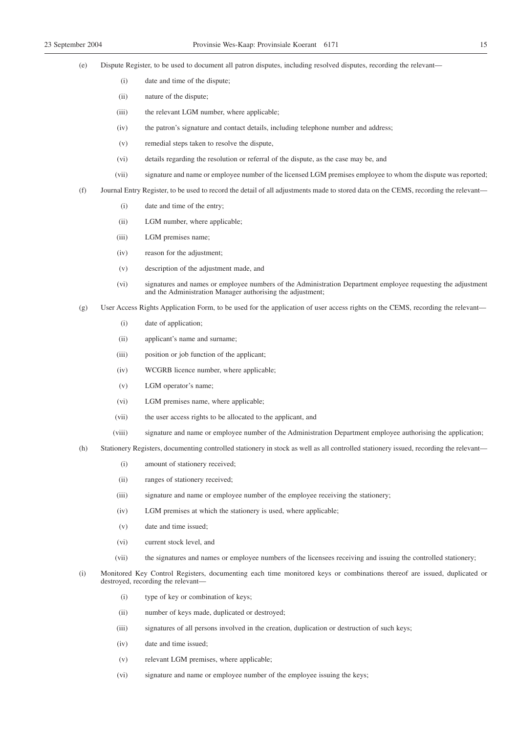(e) Dispute Register, to be used to document all patron disputes, including resolved disputes, recording the relevant—

- (i) date and time of the dispute;
- (ii) nature of the dispute;
- (iii) the relevant LGM number, where applicable;
- (iv) the patron's signature and contact details, including telephone number and address;
- (v) remedial steps taken to resolve the dispute,
- (vi) details regarding the resolution or referral of the dispute, as the case may be, and
- (vii) signature and name or employee number of the licensed LGM premises employee to whom the dispute was reported;

(f) Journal Entry Register, to be used to record the detail of all adjustments made to stored data on the CEMS, recording the relevant—

- (i) date and time of the entry;
- (ii) LGM number, where applicable;
- (iii) LGM premises name;
- (iv) reason for the adjustment;
- (v) description of the adjustment made, and
- (vi) signatures and names or employee numbers of the Administration Department employee requesting the adjustment and the Administration Manager authorising the adjustment;

(g) User Access Rights Application Form, to be used for the application of user access rights on the CEMS, recording the relevant—

- (i) date of application;
- (ii) applicant's name and surname;
- (iii) position or job function of the applicant;
- (iv) WCGRB licence number, where applicable;
- (v) LGM operator's name;
- (vi) LGM premises name, where applicable;
- (vii) the user access rights to be allocated to the applicant, and
- (viii) signature and name or employee number of the Administration Department employee authorising the application;

(h) Stationery Registers, documenting controlled stationery in stock as well as all controlled stationery issued, recording the relevant—

- (i) amount of stationery received;
- (ii) ranges of stationery received;
- (iii) signature and name or employee number of the employee receiving the stationery;
- (iv) LGM premises at which the stationery is used, where applicable;
- (v) date and time issued;
- (vi) current stock level, and
- (vii) the signatures and names or employee numbers of the licensees receiving and issuing the controlled stationery;

(i) Monitored Key Control Registers, documenting each time monitored keys or combinations thereof are issued, duplicated or destroyed, recording the relevant—

- (i) type of key or combination of keys;
- (ii) number of keys made, duplicated or destroyed;
- (iii) signatures of all persons involved in the creation, duplication or destruction of such keys;
- (iv) date and time issued;
- (v) relevant LGM premises, where applicable;
- (vi) signature and name or employee number of the employee issuing the keys;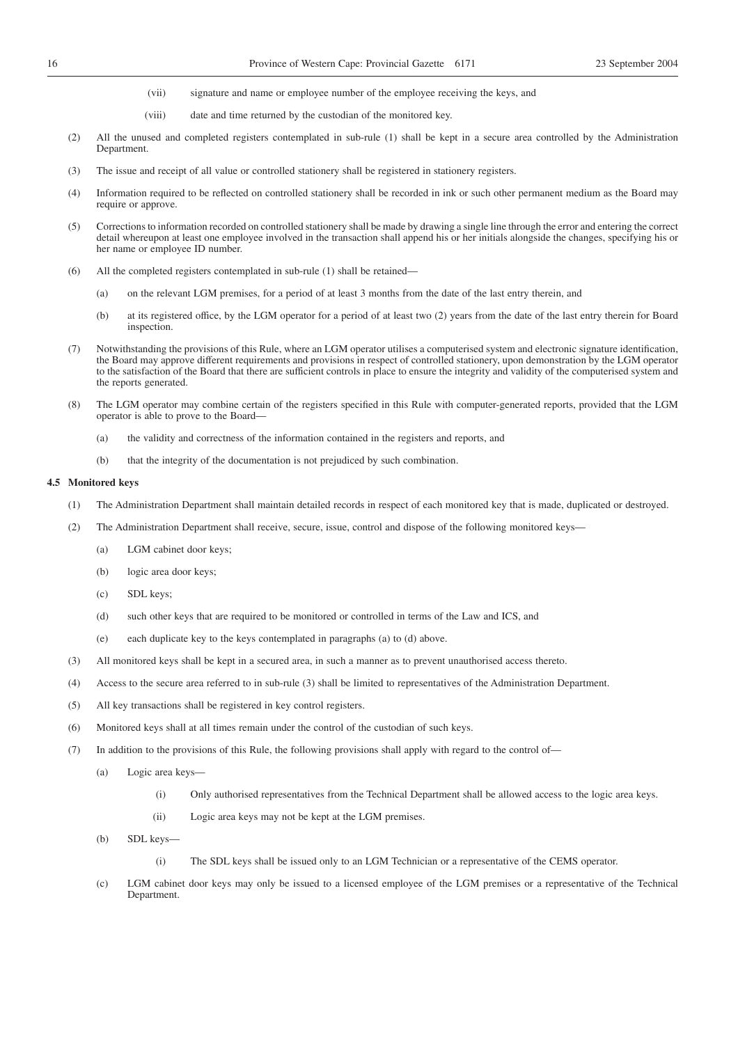(vii) signature and name or employee number of the employee receiving the keys, and

(viii) date and time returned by the custodian of the monitored key.

(2) All the unused and completed registers contemplated in sub-rule (1) shall be kept in a secure area controlled by the Administration Department.

(3) The issue and receipt of all value or controlled stationery shall be registered in stationery registers.

(4) Information required to be reflected on controlled stationery shall be recorded in ink or such other permanent medium as the Board may require or approve.

(5) Corrections to information recorded on controlled stationery shall be made by drawing a single line through the error and entering the correct detail whereupon at least one employee involved in the transaction shall append his or her initials alongside the changes, specifying his or her name or employee ID number.

(6) All the completed registers contemplated in sub-rule (1) shall be retained—

(a) on the relevant LGM premises, for a period of at least 3 months from the date of the last entry therein, and

(b) at its registered office, by the LGM operator for a period of at least two (2) years from the date of the last entry therein for Board inspection.

(7) Notwithstanding the provisions of this Rule, where an LGM operator utilises a computerised system and electronic signature identification, the Board may approve different requirements and provisions in respect of controlled stationery, upon demonstration by the LGM operator to the satisfaction of the Board that there are sufficient controls in place to ensure the integrity and validity of the computerised system and the reports generated.

(8) The LGM operator may combine certain of the registers specified in this Rule with computer-generated reports, provided that the LGM operator is able to prove to the Board—

(a) the validity and correctness of the information contained in the registers and reports, and

(b) that the integrity of the documentation is not prejudiced by such combination.

**4.5 Monitored keys**

(1) The Administration Department shall maintain detailed records in respect of each monitored key that is made, duplicated or destroyed.

(2) The Administration Department shall receive, secure, issue, control and dispose of the following monitored keys—

(a) LGM cabinet door keys;

(b) logic area door keys;

(c) SDL keys;

(d) such other keys that are required to be monitored or controlled in terms of the Law and ICS, and

(e) each duplicate key to the keys contemplated in paragraphs (a) to (d) above.

(3) All monitored keys shall be kept in a secured area, in such a manner as to prevent unauthorised access thereto.

(4) Access to the secure area referred to in sub-rule (3) shall be limited to representatives of the Administration Department.

(5) All key transactions shall be registered in key control registers.

(6) Monitored keys shall at all times remain under the control of the custodian of such keys.

(7) In addition to the provisions of this Rule, the following provisions shall apply with regard to the control of—

(a) Logic area keys—

(i) Only authorised representatives from the Technical Department shall be allowed access to the logic area keys.

(ii) Logic area keys may not be kept at the LGM premises.

(b) SDL keys—

(i) The SDL keys shall be issued only to an LGM Technician or a representative of the CEMS operator.

(c) LGM cabinet door keys may only be issued to a licensed employee of the LGM premises or a representative of the Technical Department.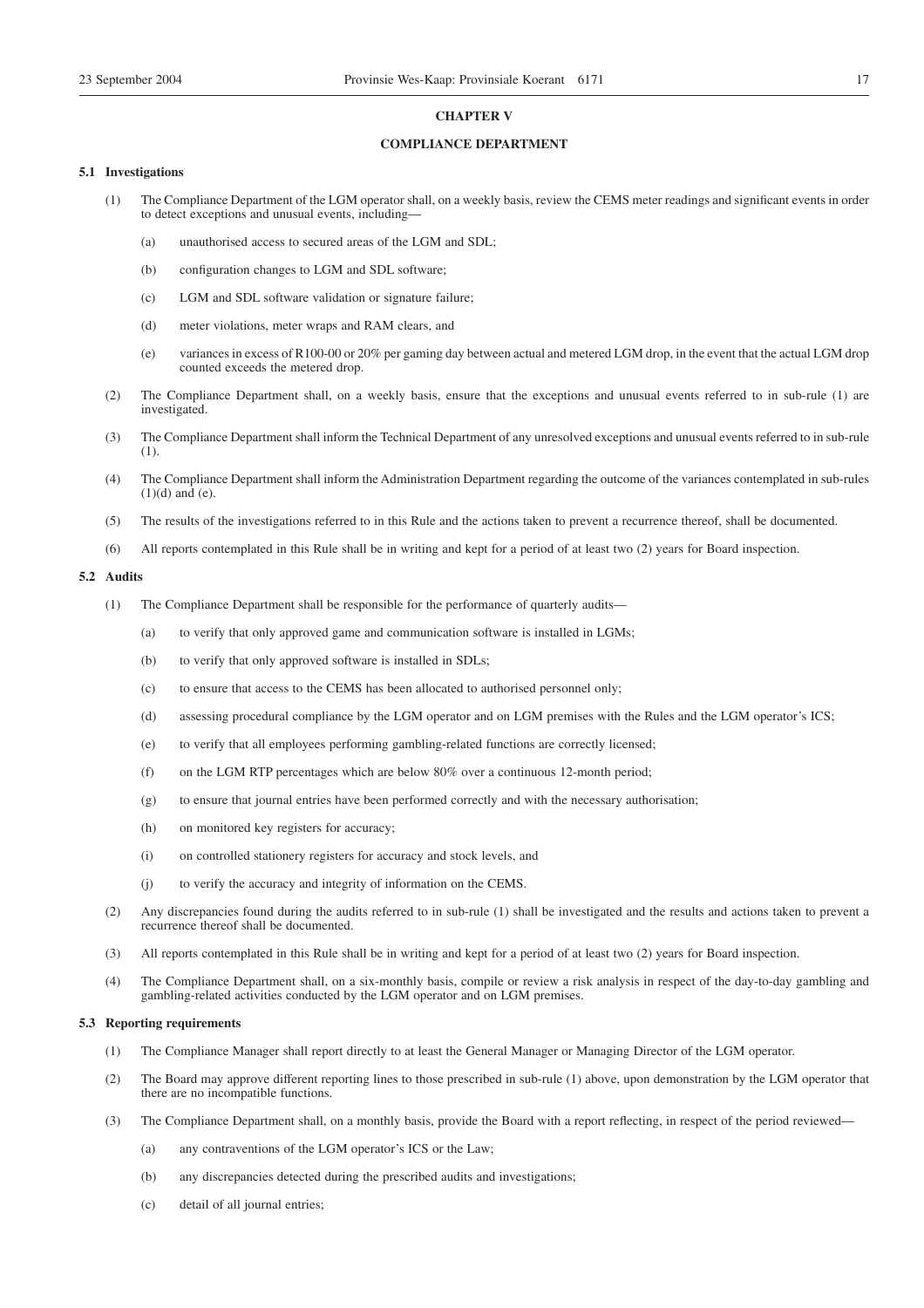## CHAPTER V

## COMPLIANCE DEPARTMENT

**5.1 Investigations**

(1) The Compliance Department of the LGM operator shall, on a weekly basis, review the CEMS meter readings and significant events in order to detect exceptions and unusual events, including—

(a) unauthorised access to secured areas of the LGM and SDL;

(b) configuration changes to LGM and SDL software;

(c) LGM and SDL software validation or signature failure;

(d) meter violations, meter wraps and RAM clears, and

(e) variances in excess of R100-00 or 20% per gaming day between actual and metered LGM drop, in the event that the actual LGM drop counted exceeds the metered drop.

(2) The Compliance Department shall, on a weekly basis, ensure that the exceptions and unusual events referred to in sub-rule (1) are investigated.

(3) The Compliance Department shall inform the Technical Department of any unresolved exceptions and unusual events referred to in sub-rule (1).

(4) The Compliance Department shall inform the Administration Department regarding the outcome of the variances contemplated in sub-rules (1)(d) and (e).

(5) The results of the investigations referred to in this Rule and the actions taken to prevent a recurrence thereof, shall be documented.

(6) All reports contemplated in this Rule shall be in writing and kept for a period of at least two (2) years for Board inspection.

**5.2 Audits**

(1) The Compliance Department shall be responsible for the performance of quarterly audits—

(a) to verify that only approved game and communication software is installed in LGMs;

(b) to verify that only approved software is installed in SDLs;

(c) to ensure that access to the CEMS has been allocated to authorised personnel only;

(d) assessing procedural compliance by the LGM operator and on LGM premises with the Rules and the LGM operator's ICS;

(e) to verify that all employees performing gambling-related functions are correctly licensed;

(f) on the LGM RTP percentages which are below 80% over a continuous 12-month period;

(g) to ensure that journal entries have been performed correctly and with the necessary authorisation;

(h) on monitored key registers for accuracy;

(i) on controlled stationery registers for accuracy and stock levels, and

(j) to verify the accuracy and integrity of information on the CEMS.

(2) Any discrepancies found during the audits referred to in sub-rule (1) shall be investigated and the results and actions taken to prevent a recurrence thereof shall be documented.

(3) All reports contemplated in this Rule shall be in writing and kept for a period of at least two (2) years for Board inspection.

(4) The Compliance Department shall, on a six-monthly basis, compile or review a risk analysis in respect of the day-to-day gambling and gambling-related activities conducted by the LGM operator and on LGM premises.

**5.3 Reporting requirements**

(1) The Compliance Manager shall report directly to at least the General Manager or Managing Director of the LGM operator.

(2) The Board may approve different reporting lines to those prescribed in sub-rule (1) above, upon demonstration by the LGM operator that there are no incompatible functions.

(3) The Compliance Department shall, on a monthly basis, provide the Board with a report reflecting, in respect of the period reviewed—

(a) any contraventions of the LGM operator's ICS or the Law;

(b) any discrepancies detected during the prescribed audits and investigations;

(c) detail of all journal entries;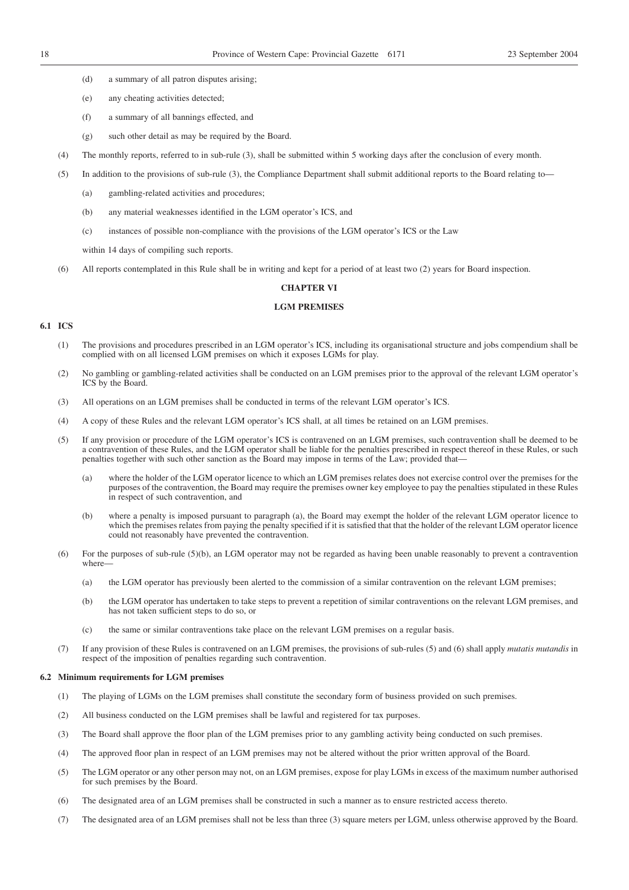(d) a summary of all patron disputes arising;

(e) any cheating activities detected;

(f) a summary of all bannings effected, and

(g) such other detail as may be required by the Board.

(4) The monthly reports, referred to in sub-rule (3), shall be submitted within 5 working days after the conclusion of every month.

(5) In addition to the provisions of sub-rule (3), the Compliance Department shall submit additional reports to the Board relating to—

(a) gambling-related activities and procedures;

(b) any material weaknesses identified in the LGM operator's ICS, and

(c) instances of possible non-compliance with the provisions of the LGM operator's ICS or the Law

within 14 days of compiling such reports.

(6) All reports contemplated in this Rule shall be in writing and kept for a period of at least two (2) years for Board inspection.

## CHAPTER VI

## LGM PREMISES

### 6.1 ICS

(1) The provisions and procedures prescribed in an LGM operator's ICS, including its organisational structure and jobs compendium shall be complied with on all licensed LGM premises on which it exposes LGMs for play.

(2) No gambling or gambling-related activities shall be conducted on an LGM premises prior to the approval of the relevant LGM operator's ICS by the Board.

(3) All operations on an LGM premises shall be conducted in terms of the relevant LGM operator's ICS.

(4) A copy of these Rules and the relevant LGM operator's ICS shall, at all times be retained on an LGM premises.

(5) If any provision or procedure of the LGM operator's ICS is contravened on an LGM premises, such contravention shall be deemed to be a contravention of these Rules, and the LGM operator shall be liable for the penalties prescribed in respect thereof in these Rules, or such penalties together with such other sanction as the Board may impose in terms of the Law; provided that—

(a) where the holder of the LGM operator licence to which an LGM premises relates does not exercise control over the premises for the purposes of the contravention, the Board may require the premises owner key employee to pay the penalties stipulated in these Rules in respect of such contravention, and

(b) where a penalty is imposed pursuant to paragraph (a), the Board may exempt the holder of the relevant LGM operator licence to which the premises relates from paying the penalty specified if it is satisfied that that the holder of the relevant LGM operator licence could not reasonably have prevented the contravention.

(6) For the purposes of sub-rule (5)(b), an LGM operator may not be regarded as having been unable reasonably to prevent a contravention where—

(a) the LGM operator has previously been alerted to the commission of a similar contravention on the relevant LGM premises;

(b) the LGM operator has undertaken to take steps to prevent a repetition of similar contraventions on the relevant LGM premises, and has not taken sufficient steps to do so, or

(c) the same or similar contraventions take place on the relevant LGM premises on a regular basis.

(7) If any provision of these Rules is contravened on an LGM premises, the provisions of sub-rules (5) and (6) shall apply *mutatis mutandis* in respect of the imposition of penalties regarding such contravention.

### 6.2 Minimum requirements for LGM premises

(1) The playing of LGMs on the LGM premises shall constitute the secondary form of business provided on such premises.

(2) All business conducted on the LGM premises shall be lawful and registered for tax purposes.

(3) The Board shall approve the floor plan of the LGM premises prior to any gambling activity being conducted on such premises.

(4) The approved floor plan in respect of an LGM premises may not be altered without the prior written approval of the Board.

(5) The LGM operator or any other person may not, on an LGM premises, expose for play LGMs in excess of the maximum number authorised for such premises by the Board.

(6) The designated area of an LGM premises shall be constructed in such a manner as to ensure restricted access thereto.

(7) The designated area of an LGM premises shall not be less than three (3) square meters per LGM, unless otherwise approved by the Board.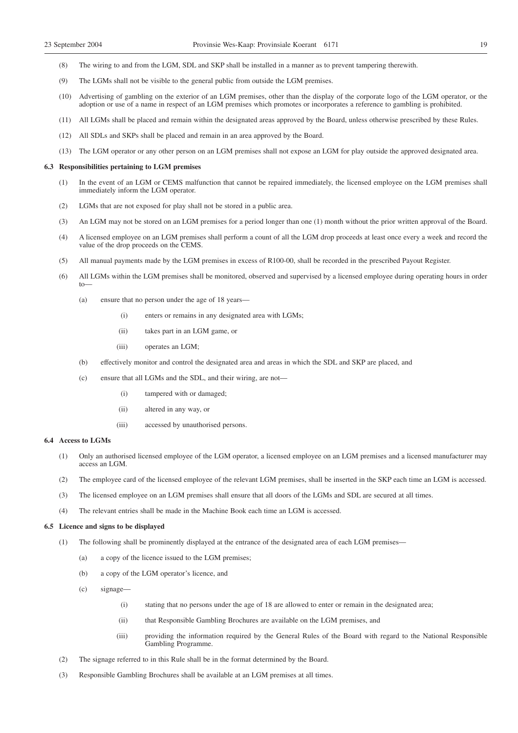(8) The wiring to and from the LGM, SDL and SKP shall be installed in a manner as to prevent tampering therewith.

(9) The LGMs shall not be visible to the general public from outside the LGM premises.

(10) Advertising of gambling on the exterior of an LGM premises, other than the display of the corporate logo of the LGM operator, or the adoption or use of a name in respect of an LGM premises which promotes or incorporates a reference to gambling is prohibited.

(11) All LGMs shall be placed and remain within the designated areas approved by the Board, unless otherwise prescribed by these Rules.

(12) All SDLs and SKPs shall be placed and remain in an area approved by the Board.

(13) The LGM operator or any other person on an LGM premises shall not expose an LGM for play outside the approved designated area.

**6.3 Responsibilities pertaining to LGM premises**

(1) In the event of an LGM or CEMS malfunction that cannot be repaired immediately, the licensed employee on the LGM premises shall immediately inform the LGM operator.

(2) LGMs that are not exposed for play shall not be stored in a public area.

(3) An LGM may not be stored on an LGM premises for a period longer than one (1) month without the prior written approval of the Board.

(4) A licensed employee on an LGM premises shall perform a count of all the LGM drop proceeds at least once every a week and record the value of the drop proceeds on the CEMS.

(5) All manual payments made by the LGM premises in excess of R100-00, shall be recorded in the prescribed Payout Register.

(6) All LGMs within the LGM premises shall be monitored, observed and supervised by a licensed employee during operating hours in order to—

(a) ensure that no person under the age of 18 years—

(i) enters or remains in any designated area with LGMs;

(ii) takes part in an LGM game, or

(iii) operates an LGM;

(b) effectively monitor and control the designated area and areas in which the SDL and SKP are placed, and

(c) ensure that all LGMs and the SDL, and their wiring, are not—

(i) tampered with or damaged;

(ii) altered in any way, or

(iii) accessed by unauthorised persons.

**6.4 Access to LGMs**

(1) Only an authorised licensed employee of the LGM operator, a licensed employee on an LGM premises and a licensed manufacturer may access an LGM.

(2) The employee card of the licensed employee of the relevant LGM premises, shall be inserted in the SKP each time an LGM is accessed.

(3) The licensed employee on an LGM premises shall ensure that all doors of the LGMs and SDL are secured at all times.

(4) The relevant entries shall be made in the Machine Book each time an LGM is accessed.

**6.5 Licence and signs to be displayed**

(1) The following shall be prominently displayed at the entrance of the designated area of each LGM premises—

(a) a copy of the licence issued to the LGM premises;

(b) a copy of the LGM operator's licence, and

(c) signage—

(i) stating that no persons under the age of 18 are allowed to enter or remain in the designated area;

(ii) that Responsible Gambling Brochures are available on the LGM premises, and

(iii) providing the information required by the General Rules of the Board with regard to the National Responsible Gambling Programme.

(2) The signage referred to in this Rule shall be in the format determined by the Board.

(3) Responsible Gambling Brochures shall be available at an LGM premises at all times.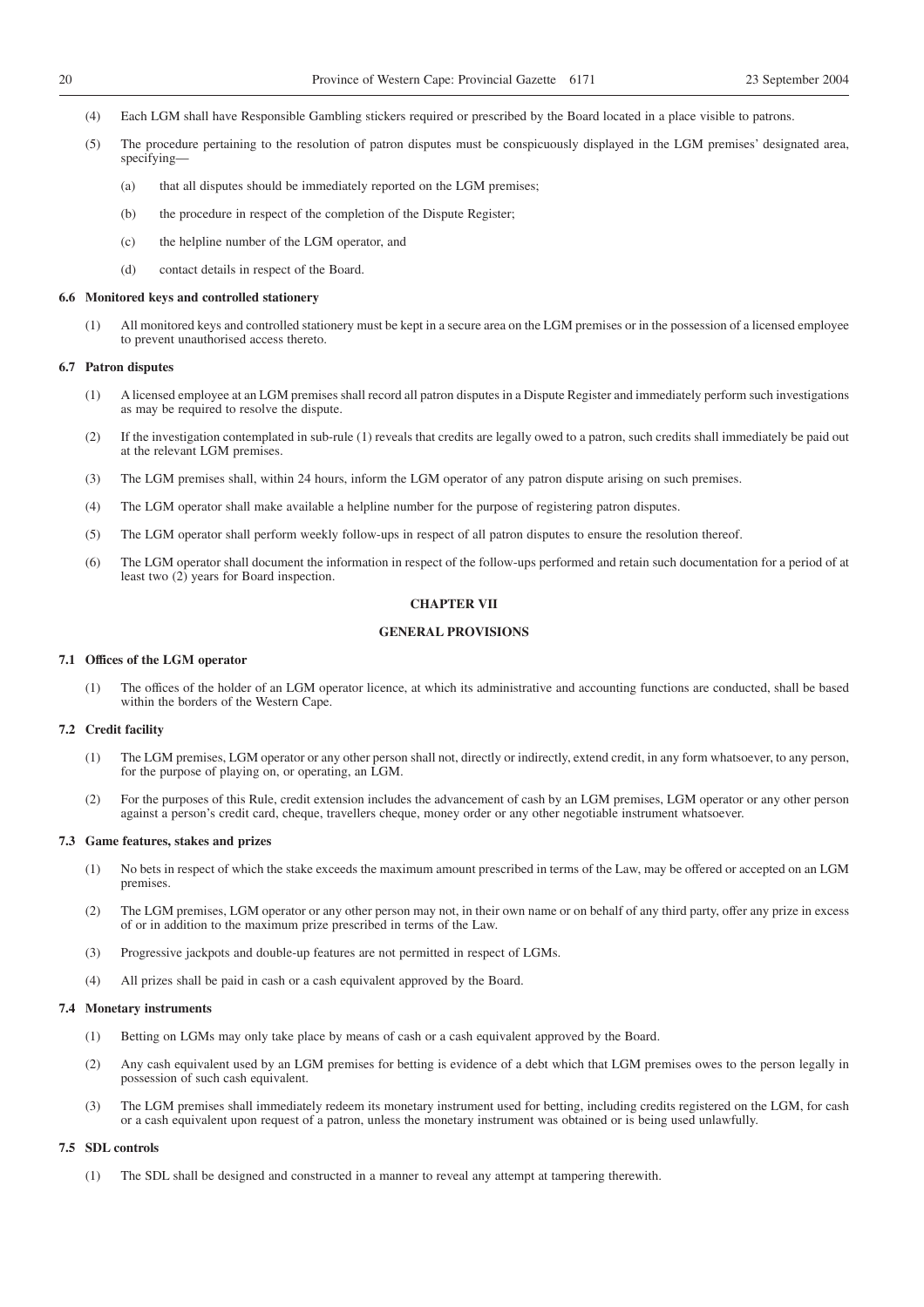(4) Each LGM shall have Responsible Gambling stickers required or prescribed by the Board located in a place visible to patrons.

(5) The procedure pertaining to the resolution of patron disputes must be conspicuously displayed in the LGM premises' designated area, specifying—

(a) that all disputes should be immediately reported on the LGM premises;

(b) the procedure in respect of the completion of the Dispute Register;

(c) the helpline number of the LGM operator, and

(d) contact details in respect of the Board.

**6.6 Monitored keys and controlled stationery**

(1) All monitored keys and controlled stationery must be kept in a secure area on the LGM premises or in the possession of a licensed employee to prevent unauthorised access thereto.

**6.7 Patron disputes**

(1) A licensed employee at an LGM premises shall record all patron disputes in a Dispute Register and immediately perform such investigations as may be required to resolve the dispute.

(2) If the investigation contemplated in sub-rule (1) reveals that credits are legally owed to a patron, such credits shall immediately be paid out at the relevant LGM premises.

(3) The LGM premises shall, within 24 hours, inform the LGM operator of any patron dispute arising on such premises.

(4) The LGM operator shall make available a helpline number for the purpose of registering patron disputes.

(5) The LGM operator shall perform weekly follow-ups in respect of all patron disputes to ensure the resolution thereof.

(6) The LGM operator shall document the information in respect of the follow-ups performed and retain such documentation for a period of at least two (2) years for Board inspection.

## CHAPTER VII

## GENERAL PROVISIONS

**7.1 Offices of the LGM operator**

(1) The offices of the holder of an LGM operator licence, at which its administrative and accounting functions are conducted, shall be based within the borders of the Western Cape.

**7.2 Credit facility**

(1) The LGM premises, LGM operator or any other person shall not, directly or indirectly, extend credit, in any form whatsoever, to any person, for the purpose of playing on, or operating, an LGM.

(2) For the purposes of this Rule, credit extension includes the advancement of cash by an LGM premises, LGM operator or any other person against a person's credit card, cheque, travellers cheque, money order or any other negotiable instrument whatsoever.

**7.3 Game features, stakes and prizes**

(1) No bets in respect of which the stake exceeds the maximum amount prescribed in terms of the Law, may be offered or accepted on an LGM premises.

(2) The LGM premises, LGM operator or any other person may not, in their own name or on behalf of any third party, offer any prize in excess of or in addition to the maximum prize prescribed in terms of the Law.

(3) Progressive jackpots and double-up features are not permitted in respect of LGMs.

(4) All prizes shall be paid in cash or a cash equivalent approved by the Board.

**7.4 Monetary instruments**

(1) Betting on LGMs may only take place by means of cash or a cash equivalent approved by the Board.

(2) Any cash equivalent used by an LGM premises for betting is evidence of a debt which that LGM premises owes to the person legally in possession of such cash equivalent.

(3) The LGM premises shall immediately redeem its monetary instrument used for betting, including credits registered on the LGM, for cash or a cash equivalent upon request of a patron, unless the monetary instrument was obtained or is being used unlawfully.

**7.5 SDL controls**

(1) The SDL shall be designed and constructed in a manner to reveal any attempt at tampering therewith.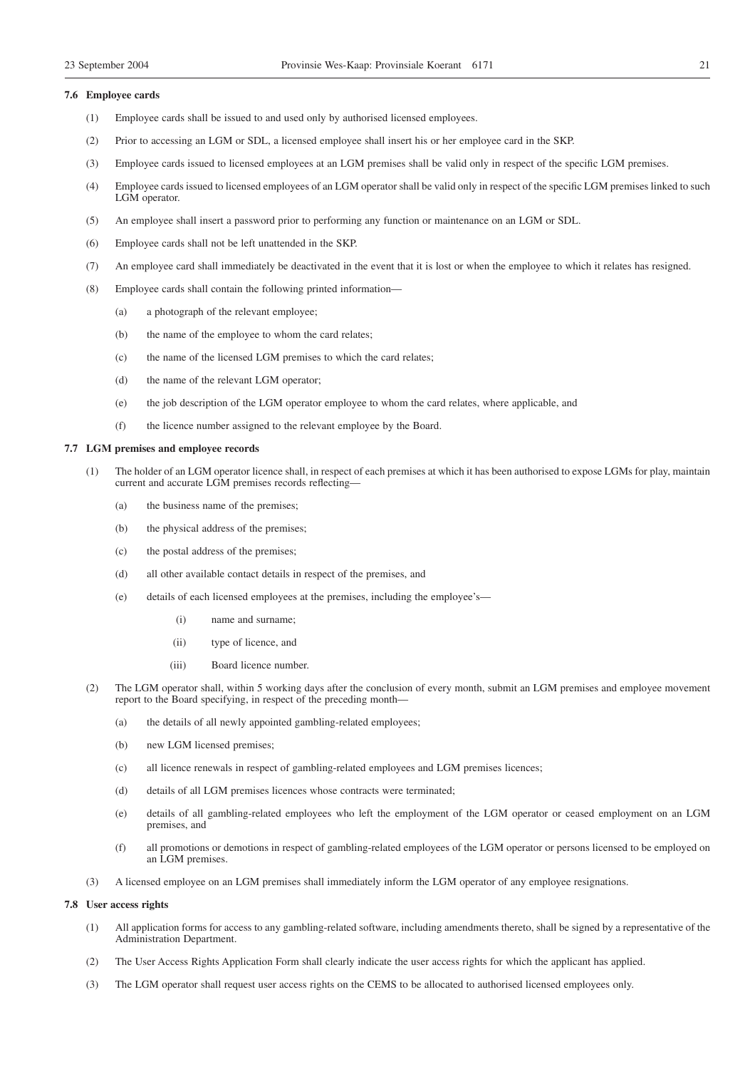### 7.6 Employee cards

(1) Employee cards shall be issued to and used only by authorised licensed employees.

(2) Prior to accessing an LGM or SDL, a licensed employee shall insert his or her employee card in the SKP.

(3) Employee cards issued to licensed employees at an LGM premises shall be valid only in respect of the specific LGM premises.

(4) Employee cards issued to licensed employees of an LGM operator shall be valid only in respect of the specific LGM premises linked to such LGM operator.

(5) An employee shall insert a password prior to performing any function or maintenance on an LGM or SDL.

(6) Employee cards shall not be left unattended in the SKP.

(7) An employee card shall immediately be deactivated in the event that it is lost or when the employee to which it relates has resigned.

(8) Employee cards shall contain the following printed information—

- (a) a photograph of the relevant employee;
- (b) the name of the employee to whom the card relates;
- (c) the name of the licensed LGM premises to which the card relates;
- (d) the name of the relevant LGM operator;
- (e) the job description of the LGM operator employee to whom the card relates, where applicable, and
- (f) the licence number assigned to the relevant employee by the Board.

### 7.7 LGM premises and employee records

(1) The holder of an LGM operator licence shall, in respect of each premises at which it has been authorised to expose LGMs for play, maintain current and accurate LGM premises records reflecting—

- (a) the business name of the premises;
- (b) the physical address of the premises;
- (c) the postal address of the premises;
- (d) all other available contact details in respect of the premises, and
- (e) details of each licensed employees at the premises, including the employee's—
  - (i) name and surname;
  - (ii) type of licence, and
  - (iii) Board licence number.

(2) The LGM operator shall, within 5 working days after the conclusion of every month, submit an LGM premises and employee movement report to the Board specifying, in respect of the preceding month—

- (a) the details of all newly appointed gambling-related employees;
- (b) new LGM licensed premises;
- (c) all licence renewals in respect of gambling-related employees and LGM premises licences;
- (d) details of all LGM premises licences whose contracts were terminated;
- (e) details of all gambling-related employees who left the employment of the LGM operator or ceased employment on an LGM premises, and
- (f) all promotions or demotions in respect of gambling-related employees of the LGM operator or persons licensed to be employed on an LGM premises.

(3) A licensed employee on an LGM premises shall immediately inform the LGM operator of any employee resignations.

### 7.8 User access rights

(1) All application forms for access to any gambling-related software, including amendments thereto, shall be signed by a representative of the Administration Department.

(2) The User Access Rights Application Form shall clearly indicate the user access rights for which the applicant has applied.

(3) The LGM operator shall request user access rights on the CEMS to be allocated to authorised licensed employees only.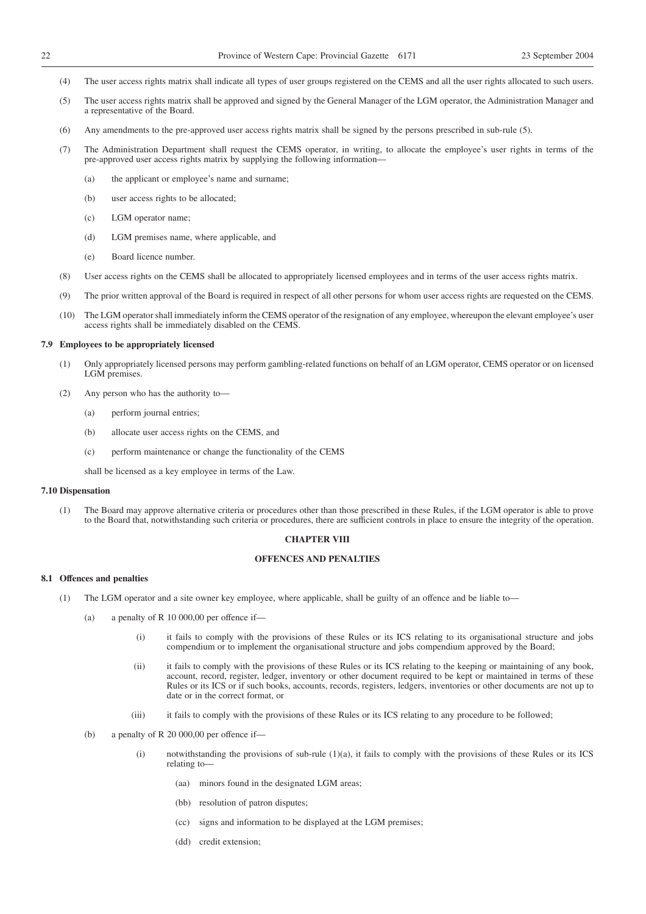(4) The user access rights matrix shall indicate all types of user groups registered on the CEMS and all the user rights allocated to such users.

(5) The user access rights matrix shall be approved and signed by the General Manager of the LGM operator, the Administration Manager and a representative of the Board.

(6) Any amendments to the pre-approved user access rights matrix shall be signed by the persons prescribed in sub-rule (5).

(7) The Administration Department shall request the CEMS operator, in writing, to allocate the employee's user rights in terms of the pre-approved user access rights matrix by supplying the following information—

(a) the applicant or employee's name and surname;

(b) user access rights to be allocated;

(c) LGM operator name;

(d) LGM premises name, where applicable, and

(e) Board licence number.

(8) User access rights on the CEMS shall be allocated to appropriately licensed employees and in terms of the user access rights matrix.

(9) The prior written approval of the Board is required in respect of all other persons for whom user access rights are requested on the CEMS.

(10) The LGM operator shall immediately inform the CEMS operator of the resignation of any employee, whereupon the elevant employee's user access rights shall be immediately disabled on the CEMS.

**7.9 Employees to be appropriately licensed**

(1) Only appropriately licensed persons may perform gambling-related functions on behalf of an LGM operator, CEMS operator or on licensed LGM premises.

(2) Any person who has the authority to—

(a) perform journal entries;

(b) allocate user access rights on the CEMS, and

(c) perform maintenance or change the functionality of the CEMS

shall be licensed as a key employee in terms of the Law.

**7.10 Dispensation**

(1) The Board may approve alternative criteria or procedures other than those prescribed in these Rules, if the LGM operator is able to prove to the Board that, notwithstanding such criteria or procedures, there are sufficient controls in place to ensure the integrity of the operation.

## CHAPTER VIII

## OFFENCES AND PENALTIES

**8.1 Offences and penalties**

(1) The LGM operator and a site owner key employee, where applicable, shall be guilty of an offence and be liable to—

(a) a penalty of R 10 000,00 per offence if—

(i) it fails to comply with the provisions of these Rules or its ICS relating to its organisational structure and jobs compendium or to implement the organisational structure and jobs compendium approved by the Board;

(ii) it fails to comply with the provisions of these Rules or its ICS relating to the keeping or maintaining of any book, account, record, register, ledger, inventory or other document required to be kept or maintained in terms of these Rules or its ICS or if such books, accounts, records, registers, ledgers, inventories or other documents are not up to date or in the correct format, or

(iii) it fails to comply with the provisions of these Rules or its ICS relating to any procedure to be followed;

(b) a penalty of R 20 000,00 per offence if—

(i) notwithstanding the provisions of sub-rule (1)(a), it fails to comply with the provisions of these Rules or its ICS relating to—

(aa) minors found in the designated LGM areas;

(bb) resolution of patron disputes;

(cc) signs and information to be displayed at the LGM premises;

(dd) credit extension;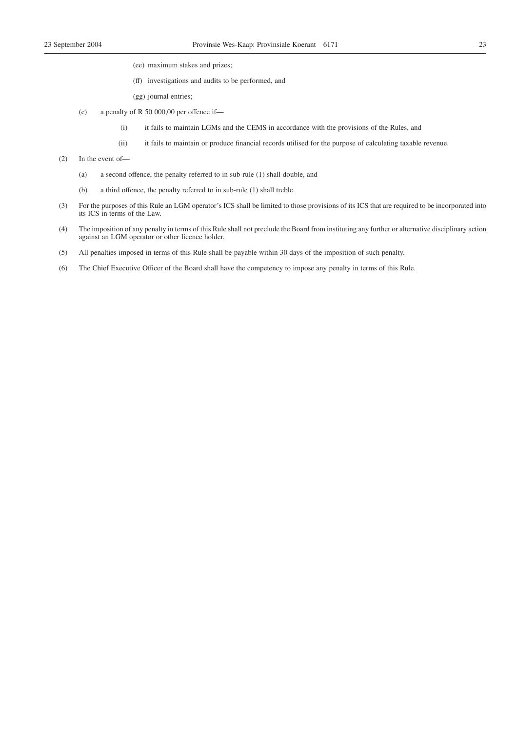(ee) maximum stakes and prizes;

(ff) investigations and audits to be performed, and

(gg) journal entries;

(c) a penalty of R 50 000,00 per offence if—

  (i) it fails to maintain LGMs and the CEMS in accordance with the provisions of the Rules, and

  (ii) it fails to maintain or produce financial records utilised for the purpose of calculating taxable revenue.

(2) In the event of—

  (a) a second offence, the penalty referred to in sub-rule (1) shall double, and

  (b) a third offence, the penalty referred to in sub-rule (1) shall treble.

(3) For the purposes of this Rule an LGM operator's ICS shall be limited to those provisions of its ICS that are required to be incorporated into its ICS in terms of the Law.

(4) The imposition of any penalty in terms of this Rule shall not preclude the Board from instituting any further or alternative disciplinary action against an LGM operator or other licence holder.

(5) All penalties imposed in terms of this Rule shall be payable within 30 days of the imposition of such penalty.

(6) The Chief Executive Officer of the Board shall have the competency to impose any penalty in terms of this Rule.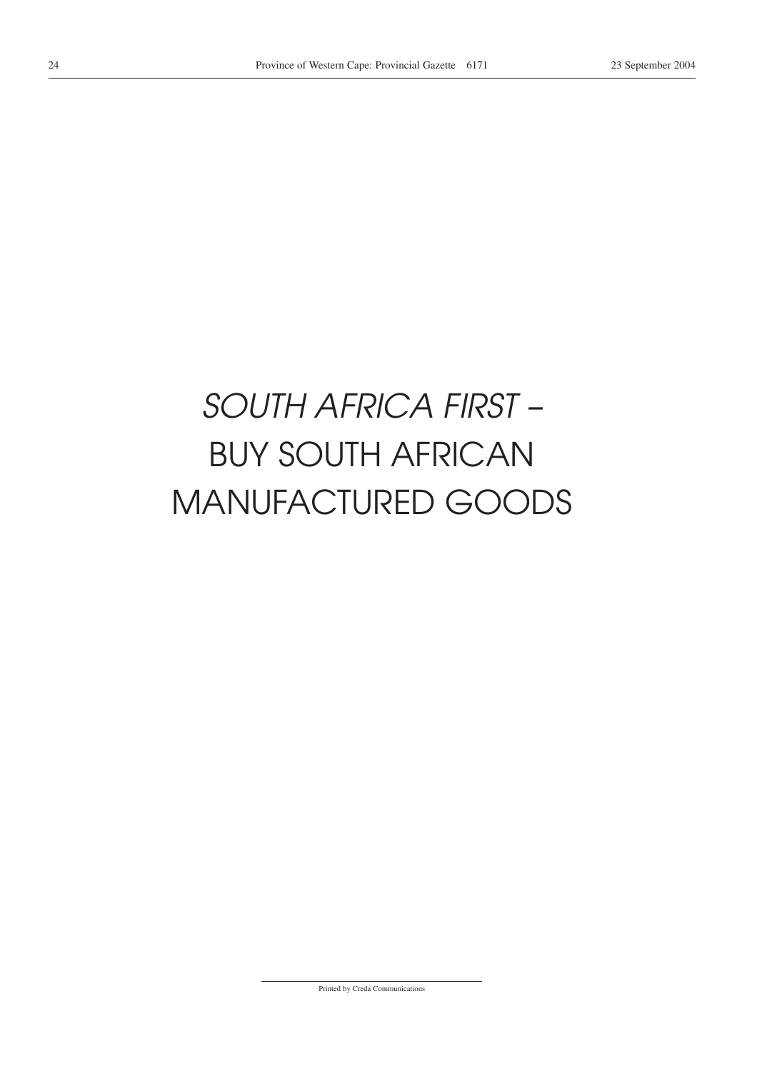*SOUTH AFRICA FIRST –*

BUY SOUTH AFRICAN

MANUFACTURED GOODS

Printed by Creda Communications